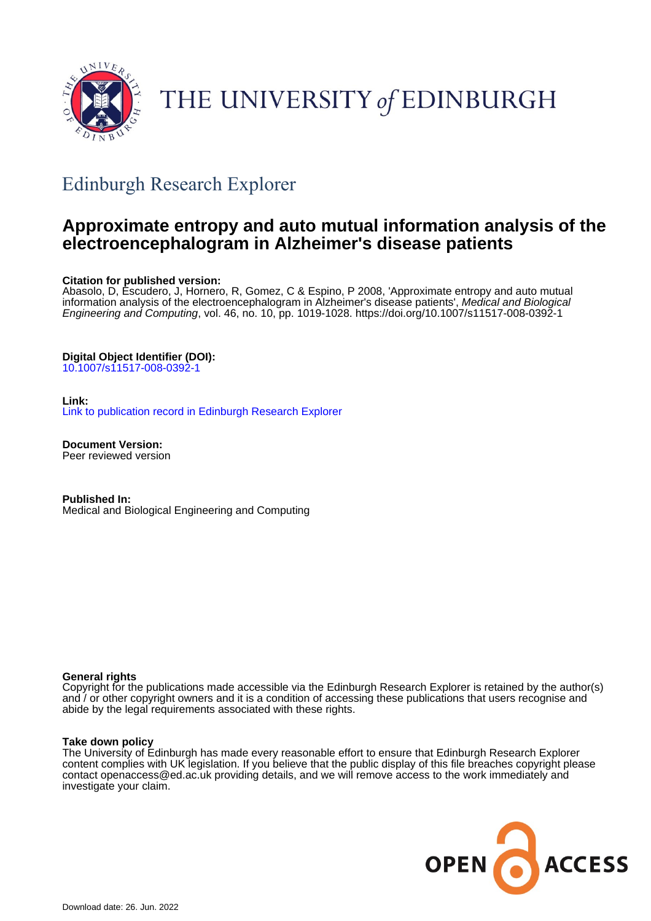THE UNIVERSITY *of* EDINBURGH

## Edinburgh Research Explorer

# Approximate entropy and auto mutual information analysis of the electroencephalogram in Alzheimer's disease patients

**Citation for published version:**
Abasolo, D, Escudero, J, Hornero, R, Gomez, C & Espino, P 2008, 'Approximate entropy and auto mutual information analysis of the electroencephalogram in Alzheimer's disease patients', *Medical and Biological Engineering and Computing*, vol. 46, no. 10, pp. 1019-1028. https://doi.org/10.1007/s11517-008-0392-1

**Digital Object Identifier (DOI):**
10.1007/s11517-008-0392-1

**Link:**
Link to publication record in Edinburgh Research Explorer

**Document Version:**
Peer reviewed version

**Published In:**
Medical and Biological Engineering and Computing

**General rights**
Copyright for the publications made accessible via the Edinburgh Research Explorer is retained by the author(s) and / or other copyright owners and it is a condition of accessing these publications that users recognise and abide by the legal requirements associated with these rights.

**Take down policy**
The University of Edinburgh has made every reasonable effort to ensure that Edinburgh Research Explorer content complies with UK legislation. If you believe that the public display of this file breaches copyright please contact openaccess@ed.ac.uk providing details, and we will remove access to the work immediately and investigate your claim.

OPEN ACCESS

Download date: 26. Jun. 2022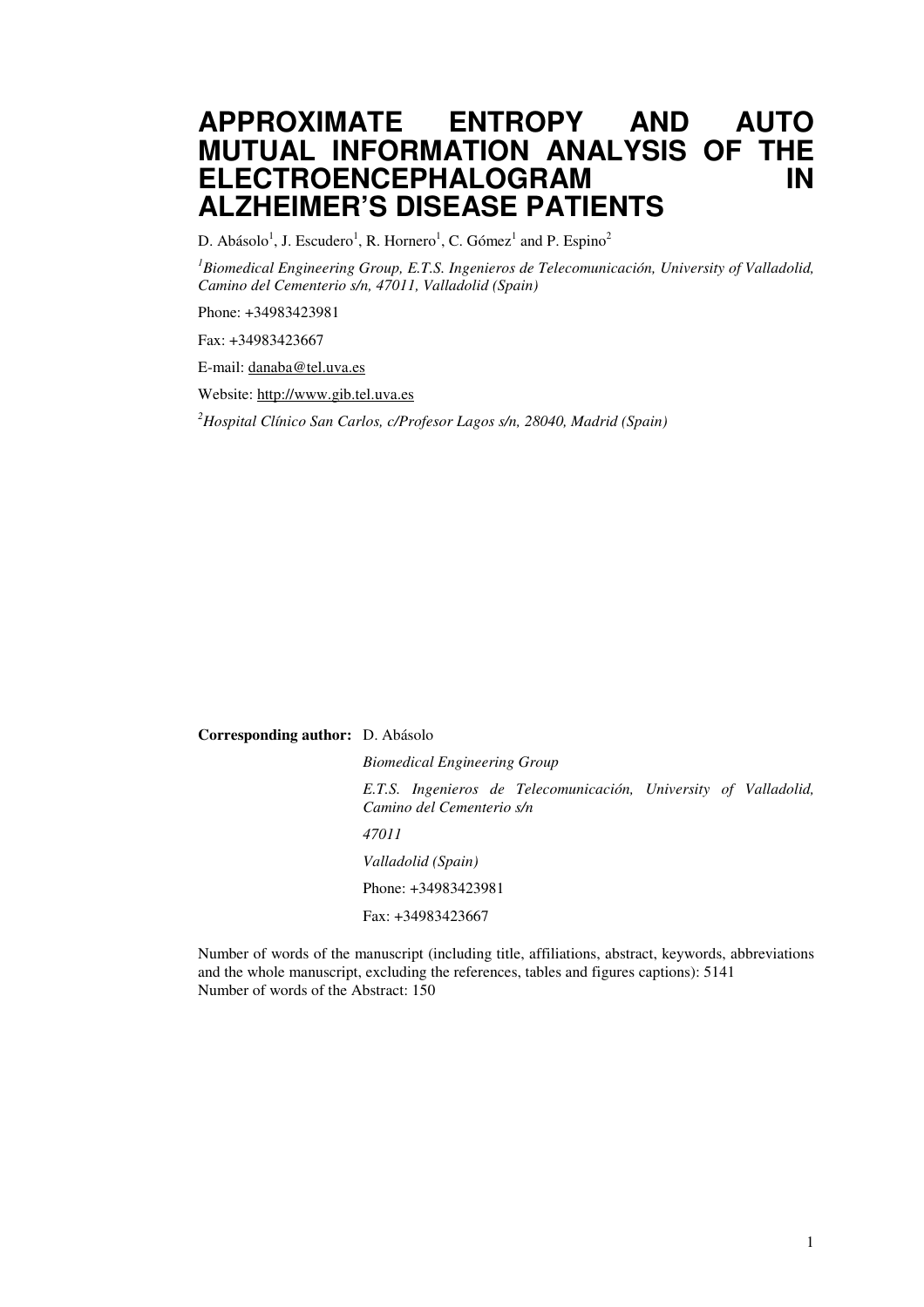# APPROXIMATE ENTROPY AND AUTO MUTUAL INFORMATION ANALYSIS OF THE ELECTROENCEPHALOGRAM IN ALZHEIMER'S DISEASE PATIENTS

D. Abásolo[1], J. Escudero[1], R. Hornero[1], C. Gómez[1] and P. Espino[2]

[1]*Biomedical Engineering Group, E.T.S. Ingenieros de Telecomunicación, University of Valladolid, Camino del Cementerio s/n, 47011, Valladolid (Spain)*

Phone: +34983423981

Fax: +34983423667

E-mail: danaba@tel.uva.es

Website: http://www.gib.tel.uva.es

[2]*Hospital Clínico San Carlos, c/Profesor Lagos s/n, 28040, Madrid (Spain)*

**Corresponding author:** D. Abásolo

*Biomedical Engineering Group*

*E.T.S. Ingenieros de Telecomunicación, University of Valladolid, Camino del Cementerio s/n*

*47011*

*Valladolid (Spain)*

Phone: +34983423981

Fax: +34983423667

Number of words of the manuscript (including title, affiliations, abstract, keywords, abbreviations and the whole manuscript, excluding the references, tables and figures captions): 5141
Number of words of the Abstract: 150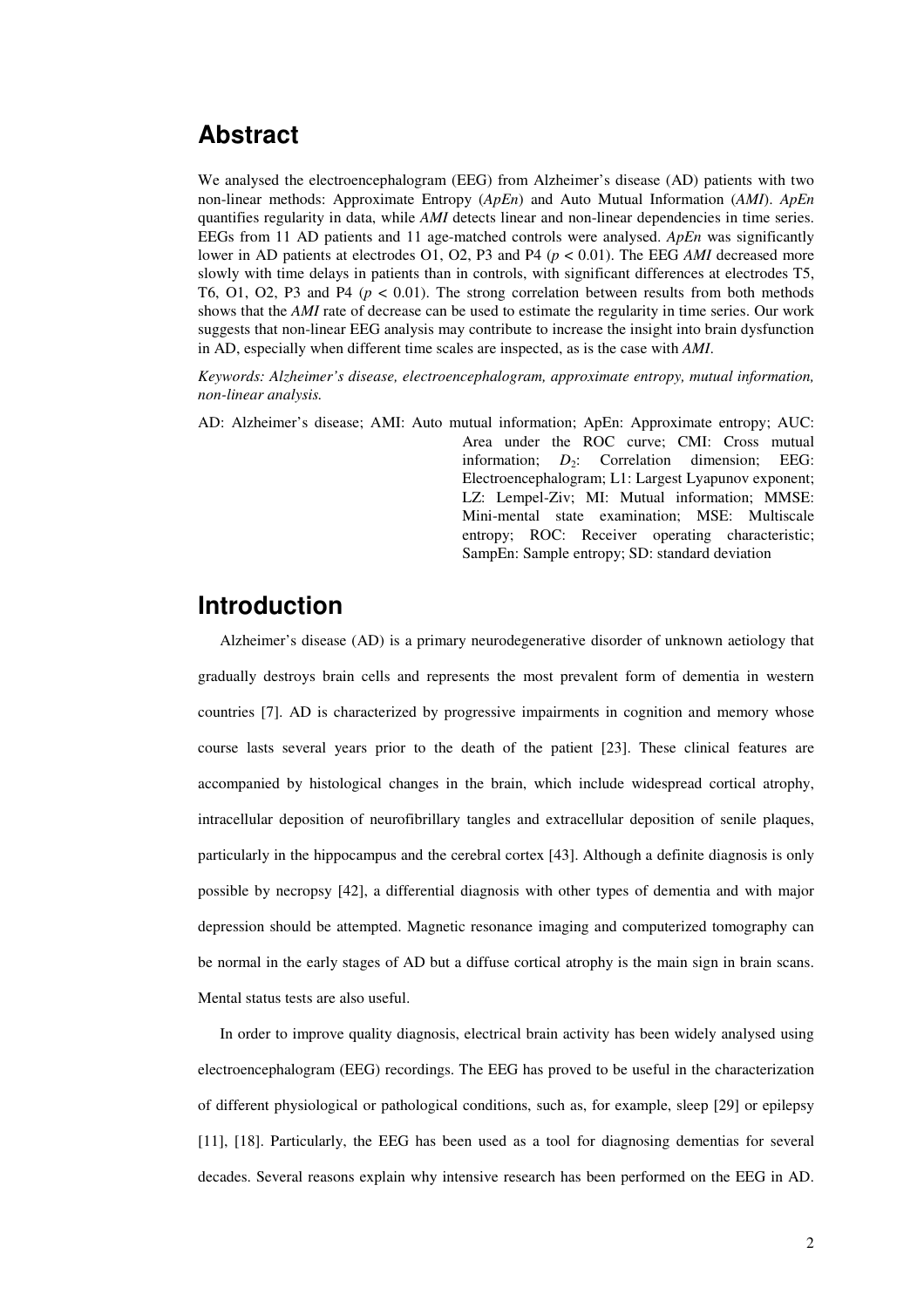## Abstract

We analysed the electroencephalogram (EEG) from Alzheimer's disease (AD) patients with two non-linear methods: Approximate Entropy (*ApEn*) and Auto Mutual Information (*AMI*). *ApEn* quantifies regularity in data, while *AMI* detects linear and non-linear dependencies in time series. EEGs from 11 AD patients and 11 age-matched controls were analysed. *ApEn* was significantly lower in AD patients at electrodes O1, O2, P3 and P4 ($p < 0.01$). The EEG *AMI* decreased more slowly with time delays in patients than in controls, with significant differences at electrodes T5, T6, O1, O2, P3 and P4 ($p < 0.01$). The strong correlation between results from both methods shows that the *AMI* rate of decrease can be used to estimate the regularity in time series. Our work suggests that non-linear EEG analysis may contribute to increase the insight into brain dysfunction in AD, especially when different time scales are inspected, as is the case with *AMI*.

*Keywords: Alzheimer's disease, electroencephalogram, approximate entropy, mutual information, non-linear analysis.*

AD: Alzheimer's disease; AMI: Auto mutual information; ApEn: Approximate entropy; AUC: Area under the ROC curve; CMI: Cross mutual information; $D_2$: Correlation dimension; EEG: Electroencephalogram; L1: Largest Lyapunov exponent; LZ: Lempel-Ziv; MI: Mutual information; MMSE: Mini-mental state examination; MSE: Multiscale entropy; ROC: Receiver operating characteristic; SampEn: Sample entropy; SD: standard deviation

## Introduction

Alzheimer's disease (AD) is a primary neurodegenerative disorder of unknown aetiology that gradually destroys brain cells and represents the most prevalent form of dementia in western countries [7]. AD is characterized by progressive impairments in cognition and memory whose course lasts several years prior to the death of the patient [23]. These clinical features are accompanied by histological changes in the brain, which include widespread cortical atrophy, intracellular deposition of neurofibrillary tangles and extracellular deposition of senile plaques, particularly in the hippocampus and the cerebral cortex [43]. Although a definite diagnosis is only possible by necropsy [42], a differential diagnosis with other types of dementia and with major depression should be attempted. Magnetic resonance imaging and computerized tomography can be normal in the early stages of AD but a diffuse cortical atrophy is the main sign in brain scans. Mental status tests are also useful.

In order to improve quality diagnosis, electrical brain activity has been widely analysed using electroencephalogram (EEG) recordings. The EEG has proved to be useful in the characterization of different physiological or pathological conditions, such as, for example, sleep [29] or epilepsy [11], [18]. Particularly, the EEG has been used as a tool for diagnosing dementias for several decades. Several reasons explain why intensive research has been performed on the EEG in AD.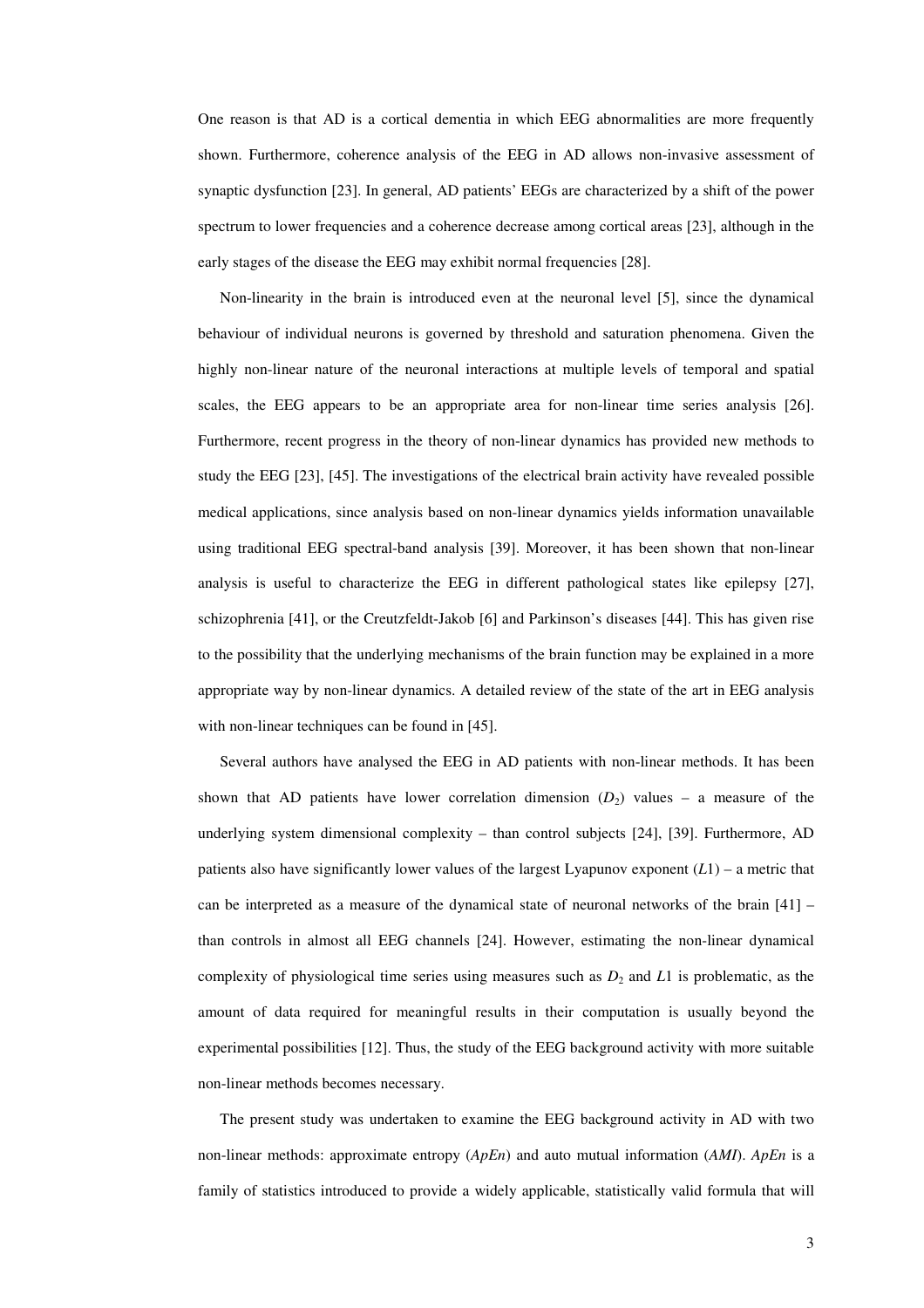One reason is that AD is a cortical dementia in which EEG abnormalities are more frequently shown. Furthermore, coherence analysis of the EEG in AD allows non-invasive assessment of synaptic dysfunction [23]. In general, AD patients' EEGs are characterized by a shift of the power spectrum to lower frequencies and a coherence decrease among cortical areas [23], although in the early stages of the disease the EEG may exhibit normal frequencies [28].

Non-linearity in the brain is introduced even at the neuronal level [5], since the dynamical behaviour of individual neurons is governed by threshold and saturation phenomena. Given the highly non-linear nature of the neuronal interactions at multiple levels of temporal and spatial scales, the EEG appears to be an appropriate area for non-linear time series analysis [26]. Furthermore, recent progress in the theory of non-linear dynamics has provided new methods to study the EEG [23], [45]. The investigations of the electrical brain activity have revealed possible medical applications, since analysis based on non-linear dynamics yields information unavailable using traditional EEG spectral-band analysis [39]. Moreover, it has been shown that non-linear analysis is useful to characterize the EEG in different pathological states like epilepsy [27], schizophrenia [41], or the Creutzfeldt-Jakob [6] and Parkinson's diseases [44]. This has given rise to the possibility that the underlying mechanisms of the brain function may be explained in a more appropriate way by non-linear dynamics. A detailed review of the state of the art in EEG analysis with non-linear techniques can be found in [45].

Several authors have analysed the EEG in AD patients with non-linear methods. It has been shown that AD patients have lower correlation dimension ($D_2$) values – a measure of the underlying system dimensional complexity – than control subjects [24], [39]. Furthermore, AD patients also have significantly lower values of the largest Lyapunov exponent ($L1$) – a metric that can be interpreted as a measure of the dynamical state of neuronal networks of the brain [41] – than controls in almost all EEG channels [24]. However, estimating the non-linear dynamical complexity of physiological time series using measures such as $D_2$ and $L1$ is problematic, as the amount of data required for meaningful results in their computation is usually beyond the experimental possibilities [12]. Thus, the study of the EEG background activity with more suitable non-linear methods becomes necessary.

The present study was undertaken to examine the EEG background activity in AD with two non-linear methods: approximate entropy (*ApEn*) and auto mutual information (*AMI*). *ApEn* is a family of statistics introduced to provide a widely applicable, statistically valid formula that will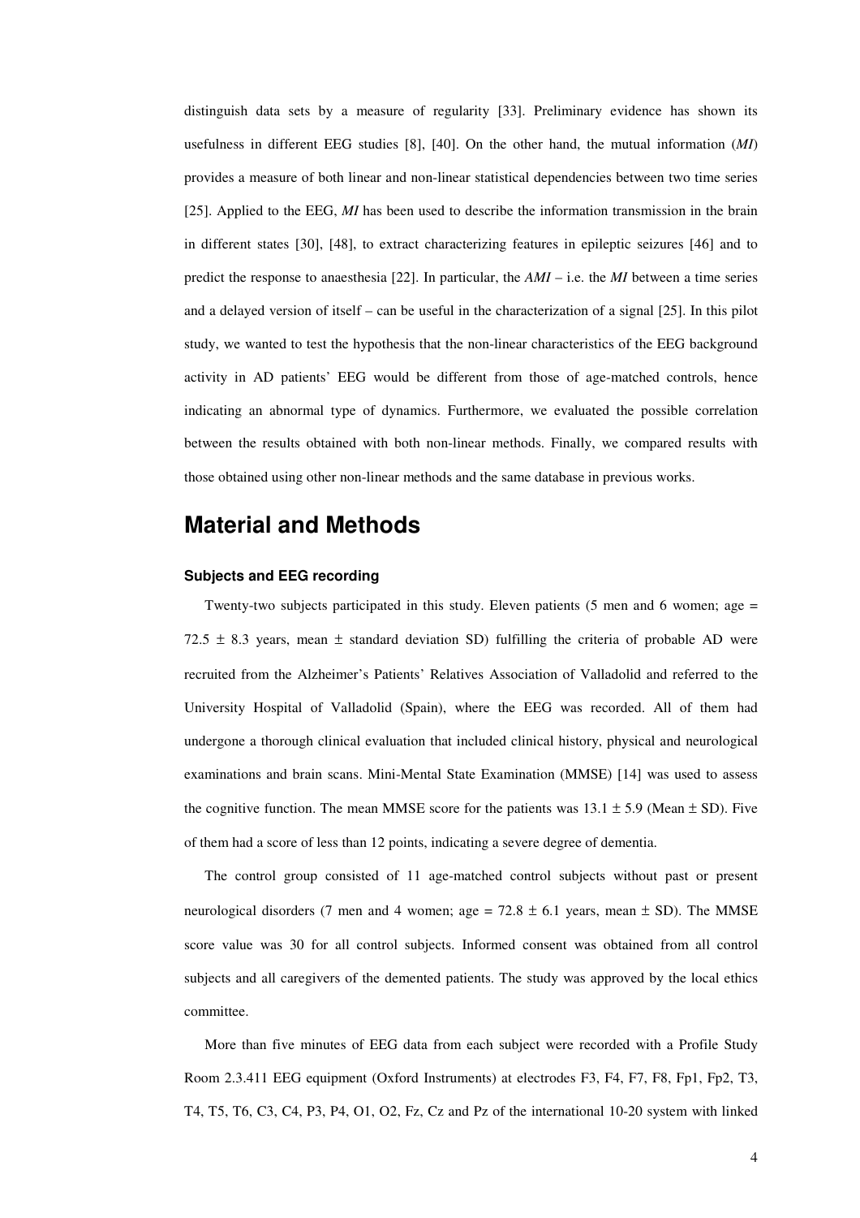distinguish data sets by a measure of regularity [33]. Preliminary evidence has shown its usefulness in different EEG studies [8], [40]. On the other hand, the mutual information (*MI*) provides a measure of both linear and non-linear statistical dependencies between two time series [25]. Applied to the EEG, *MI* has been used to describe the information transmission in the brain in different states [30], [48], to extract characterizing features in epileptic seizures [46] and to predict the response to anaesthesia [22]. In particular, the *AMI* – i.e. the *MI* between a time series and a delayed version of itself – can be useful in the characterization of a signal [25]. In this pilot study, we wanted to test the hypothesis that the non-linear characteristics of the EEG background activity in AD patients' EEG would be different from those of age-matched controls, hence indicating an abnormal type of dynamics. Furthermore, we evaluated the possible correlation between the results obtained with both non-linear methods. Finally, we compared results with those obtained using other non-linear methods and the same database in previous works.

# Material and Methods

### Subjects and EEG recording

Twenty-two subjects participated in this study. Eleven patients (5 men and 6 women; age = 72.5 ± 8.3 years, mean ± standard deviation SD) fulfilling the criteria of probable AD were recruited from the Alzheimer's Patients' Relatives Association of Valladolid and referred to the University Hospital of Valladolid (Spain), where the EEG was recorded. All of them had undergone a thorough clinical evaluation that included clinical history, physical and neurological examinations and brain scans. Mini-Mental State Examination (MMSE) [14] was used to assess the cognitive function. The mean MMSE score for the patients was 13.1 ± 5.9 (Mean ± SD). Five of them had a score of less than 12 points, indicating a severe degree of dementia.

The control group consisted of 11 age-matched control subjects without past or present neurological disorders (7 men and 4 women; age = 72.8 ± 6.1 years, mean ± SD). The MMSE score value was 30 for all control subjects. Informed consent was obtained from all control subjects and all caregivers of the demented patients. The study was approved by the local ethics committee.

More than five minutes of EEG data from each subject were recorded with a Profile Study Room 2.3.411 EEG equipment (Oxford Instruments) at electrodes F3, F4, F7, F8, Fp1, Fp2, T3, T4, T5, T6, C3, C4, P3, P4, O1, O2, Fz, Cz and Pz of the international 10-20 system with linked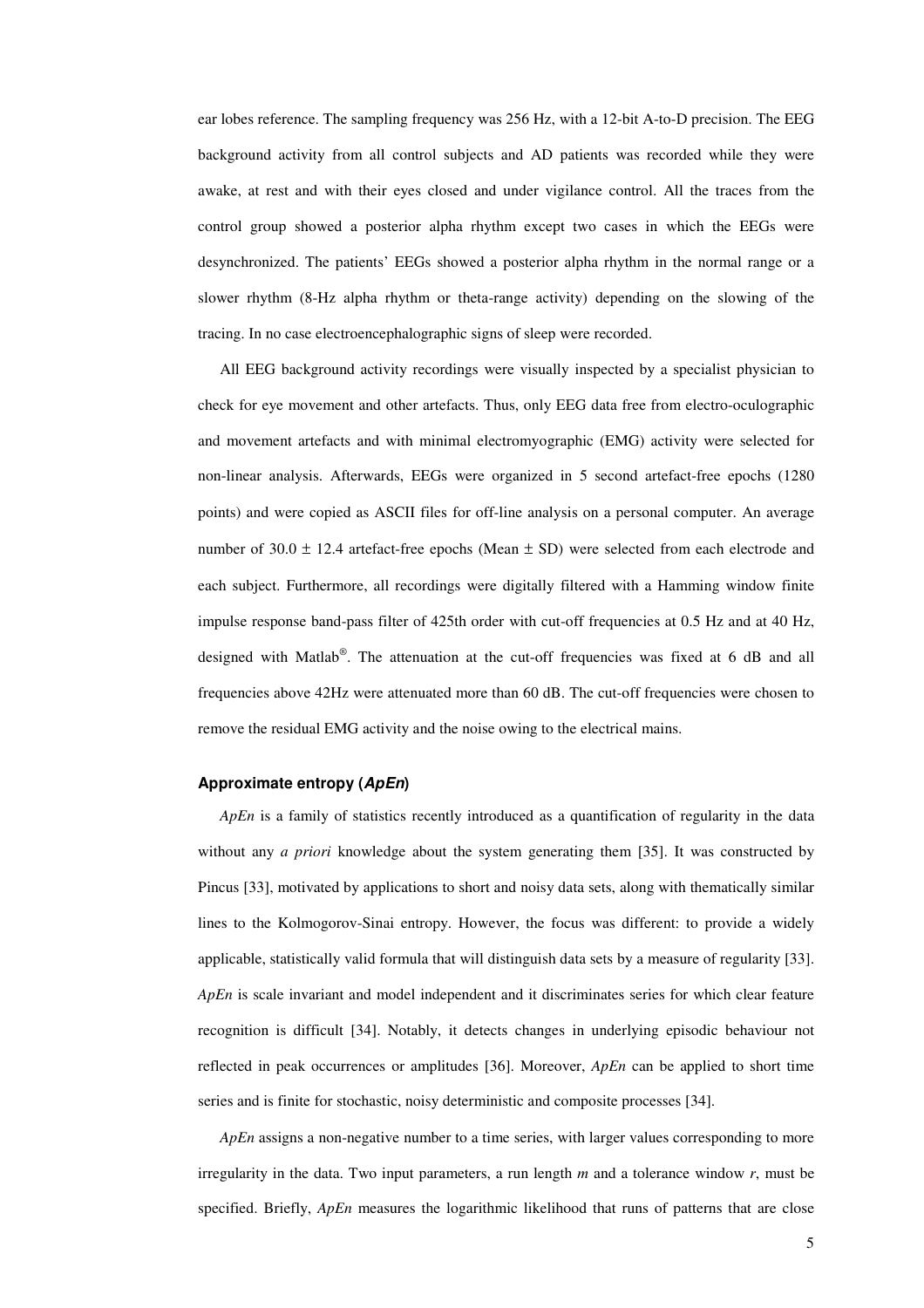ear lobes reference. The sampling frequency was 256 Hz, with a 12-bit A-to-D precision. The EEG background activity from all control subjects and AD patients was recorded while they were awake, at rest and with their eyes closed and under vigilance control. All the traces from the control group showed a posterior alpha rhythm except two cases in which the EEGs were desynchronized. The patients' EEGs showed a posterior alpha rhythm in the normal range or a slower rhythm (8-Hz alpha rhythm or theta-range activity) depending on the slowing of the tracing. In no case electroencephalographic signs of sleep were recorded.

All EEG background activity recordings were visually inspected by a specialist physician to check for eye movement and other artefacts. Thus, only EEG data free from electro-oculographic and movement artefacts and with minimal electromyographic (EMG) activity were selected for non-linear analysis. Afterwards, EEGs were organized in 5 second artefact-free epochs (1280 points) and were copied as ASCII files for off-line analysis on a personal computer. An average number of $30.0 \pm 12.4$ artefact-free epochs (Mean $\pm$ SD) were selected from each electrode and each subject. Furthermore, all recordings were digitally filtered with a Hamming window finite impulse response band-pass filter of 425th order with cut-off frequencies at 0.5 Hz and at 40 Hz, designed with Matlab®. The attenuation at the cut-off frequencies was fixed at 6 dB and all frequencies above 42Hz were attenuated more than 60 dB. The cut-off frequencies were chosen to remove the residual EMG activity and the noise owing to the electrical mains.

### Approximate entropy (*ApEn*)

*ApEn* is a family of statistics recently introduced as a quantification of regularity in the data without any *a priori* knowledge about the system generating them [35]. It was constructed by Pincus [33], motivated by applications to short and noisy data sets, along with thematically similar lines to the Kolmogorov-Sinai entropy. However, the focus was different: to provide a widely applicable, statistically valid formula that will distinguish data sets by a measure of regularity [33]. *ApEn* is scale invariant and model independent and it discriminates series for which clear feature recognition is difficult [34]. Notably, it detects changes in underlying episodic behaviour not reflected in peak occurrences or amplitudes [36]. Moreover, *ApEn* can be applied to short time series and is finite for stochastic, noisy deterministic and composite processes [34].

*ApEn* assigns a non-negative number to a time series, with larger values corresponding to more irregularity in the data. Two input parameters, a run length $m$ and a tolerance window $r$, must be specified. Briefly, *ApEn* measures the logarithmic likelihood that runs of patterns that are close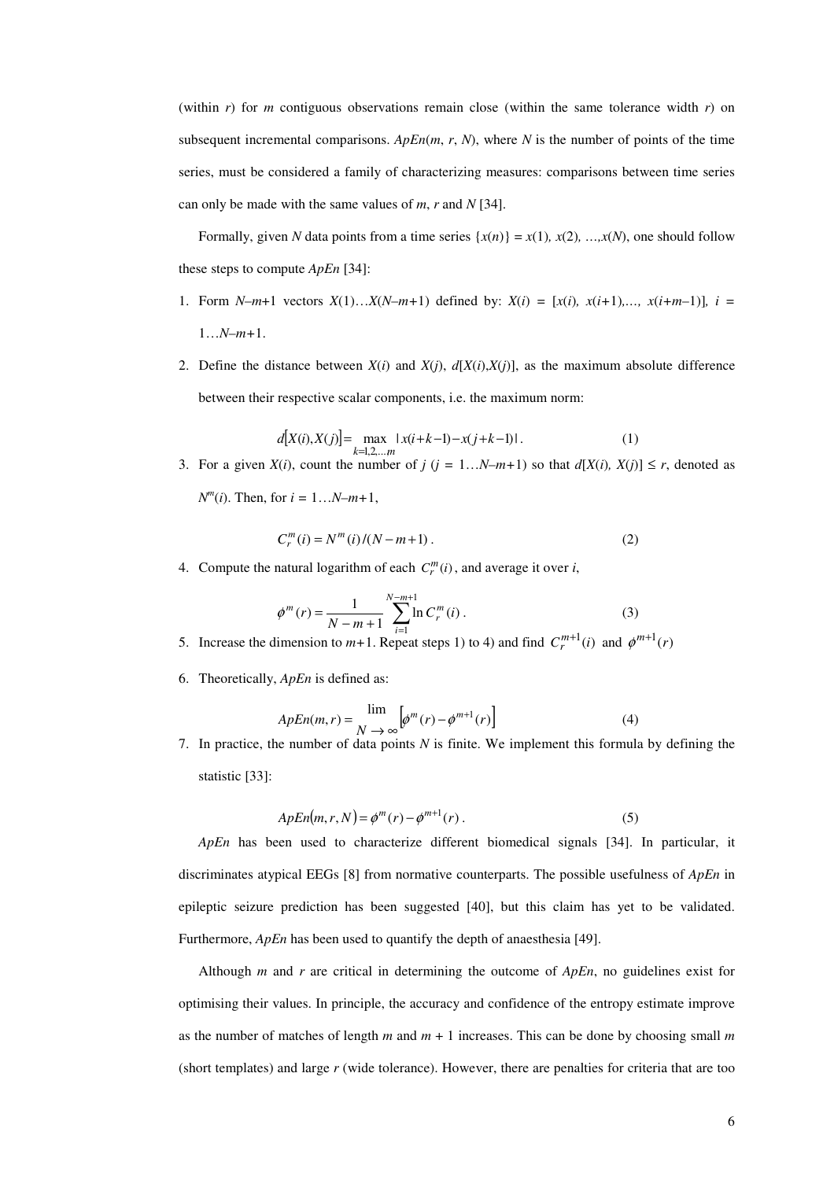(within $r$) for $m$ contiguous observations remain close (within the same tolerance width $r$) on subsequent incremental comparisons. $ApEn(m, r, N)$, where $N$ is the number of points of the time series, must be considered a family of characterizing measures: comparisons between time series can only be made with the same values of $m$, $r$ and $N$ [34].

Formally, given $N$ data points from a time series $\{x(n)\} = x(1), x(2), \ldots, x(N)$, one should follow these steps to compute $ApEn$ [34]:

1. Form $N–m+1$ vectors $X(1)\ldots X(N–m+1)$ defined by: $X(i) = [x(i), x(i+1),\ldots, x(i+m–1)]$, $i = 1\ldots N–m+1$.
2. Define the distance between $X(i)$ and $X(j)$, $d[X(i),X(j)]$, as the maximum absolute difference between their respective scalar components, i.e. the maximum norm:

$$d[X(i), X(j)] = \max_{k=1,2,\ldots m} |x(i+k-1) - x(j+k-1)| \,. \tag{1}$$

3. For a given $X(i)$, count the number of $j$ ($j = 1\ldots N–m+1$) so that $d[X(i), X(j)] \leq r$, denoted as $N^m(i)$. Then, for $i = 1\ldots N–m+1$,

$$C_r^m(i) = N^m(i)/(N-m+1) \,. \tag{2}$$

4. Compute the natural logarithm of each $C_r^m(i)$, and average it over $i$,

$$\phi^m(r) = \frac{1}{N-m+1} \sum_{i=1}^{N-m+1} \ln C_r^m(i) \,. \tag{3}$$

5. Increase the dimension to $m+1$. Repeat steps 1) to 4) and find $C_r^{m+1}(i)$ and $\phi^{m+1}(r)$
6. Theoretically, $ApEn$ is defined as:

$$ApEn(m, r) = \lim_{N \to \infty} \left[\phi^m(r) - \phi^{m+1}(r)\right] \tag{4}$$

7. In practice, the number of data points $N$ is finite. We implement this formula by defining the statistic [33]:

$$ApEn(m, r, N) = \phi^m(r) - \phi^{m+1}(r) \,. \tag{5}$$

*ApEn* has been used to characterize different biomedical signals [34]. In particular, it discriminates atypical EEGs [8] from normative counterparts. The possible usefulness of *ApEn* in epileptic seizure prediction has been suggested [40], but this claim has yet to be validated. Furthermore, *ApEn* has been used to quantify the depth of anaesthesia [49].

Although $m$ and $r$ are critical in determining the outcome of *ApEn*, no guidelines exist for optimising their values. In principle, the accuracy and confidence of the entropy estimate improve as the number of matches of length $m$ and $m + 1$ increases. This can be done by choosing small $m$ (short templates) and large $r$ (wide tolerance). However, there are penalties for criteria that are too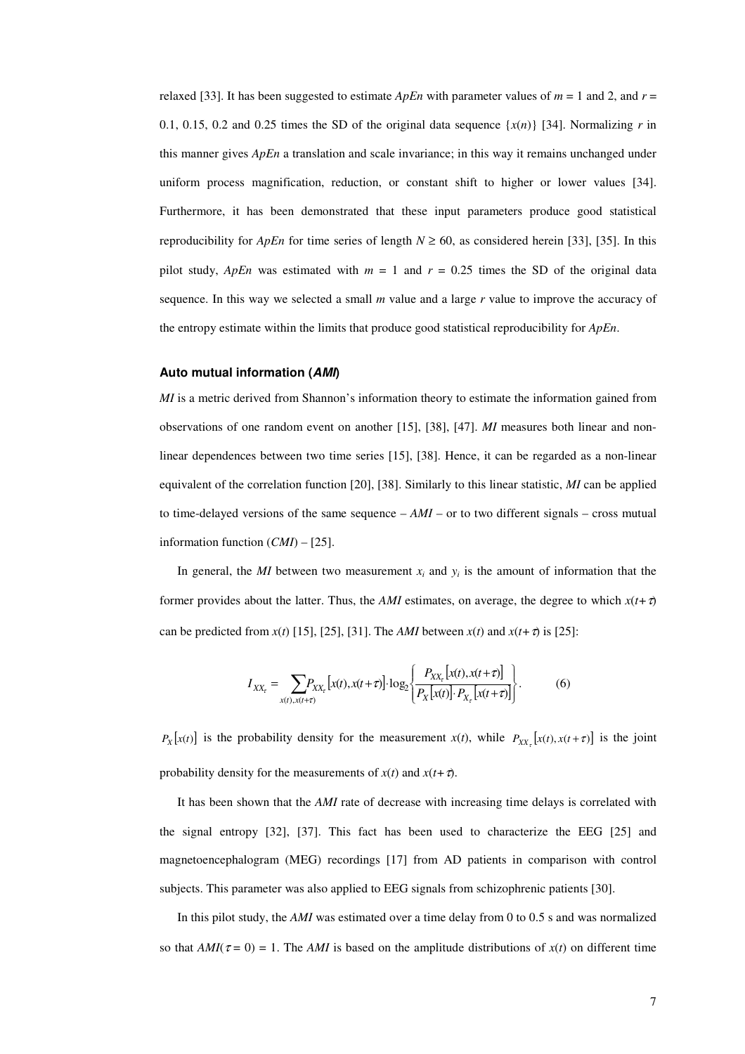relaxed [33]. It has been suggested to estimate *ApEn* with parameter values of $m = 1$ and 2, and $r =$ 0.1, 0.15, 0.2 and 0.25 times the SD of the original data sequence $\{x(n)\}$ [34]. Normalizing $r$ in this manner gives *ApEn* a translation and scale invariance; in this way it remains unchanged under uniform process magnification, reduction, or constant shift to higher or lower values [34]. Furthermore, it has been demonstrated that these input parameters produce good statistical reproducibility for *ApEn* for time series of length $N \geq 60$, as considered herein [33], [35]. In this pilot study, *ApEn* was estimated with $m = 1$ and $r = 0.25$ times the SD of the original data sequence. In this way we selected a small $m$ value and a large $r$ value to improve the accuracy of the entropy estimate within the limits that produce good statistical reproducibility for *ApEn*.

#### Auto mutual information (*AMI*)

*MI* is a metric derived from Shannon's information theory to estimate the information gained from observations of one random event on another [15], [38], [47]. *MI* measures both linear and non-linear dependences between two time series [15], [38]. Hence, it can be regarded as a non-linear equivalent of the correlation function [20], [38]. Similarly to this linear statistic, *MI* can be applied to time-delayed versions of the same sequence – *AMI* – or to two different signals – cross mutual information function (*CMI*) – [25].

In general, the *MI* between two measurement $x_i$ and $y_i$ is the amount of information that the former provides about the latter. Thus, the *AMI* estimates, on average, the degree to which $x(t+\tau)$ can be predicted from $x(t)$ [15], [25], [31]. The *AMI* between $x(t)$ and $x(t+\tau)$ is [25]:

$$I_{XX_\tau} = \sum_{x(t),x(t+\tau)} P_{XX_\tau}\left[x(t), x(t+\tau)\right] \cdot \log_2 \left\{ \frac{P_{XX_\tau}\left[x(t), x(t+\tau)\right]}{P_X\left[x(t)\right] \cdot P_{X_\tau}\left[x(t+\tau)\right]} \right\}. \qquad (6)$$

$P_X\left[x(t)\right]$ is the probability density for the measurement $x(t)$, while $P_{XX_\tau}\left[x(t), x(t+\tau)\right]$ is the joint probability density for the measurements of $x(t)$ and $x(t+\tau)$.

It has been shown that the *AMI* rate of decrease with increasing time delays is correlated with the signal entropy [32], [37]. This fact has been used to characterize the EEG [25] and magnetoencephalogram (MEG) recordings [17] from AD patients in comparison with control subjects. This parameter was also applied to EEG signals from schizophrenic patients [30].

In this pilot study, the *AMI* was estimated over a time delay from 0 to 0.5 s and was normalized so that $AMI(\tau = 0) = 1$. The *AMI* is based on the amplitude distributions of $x(t)$ on different time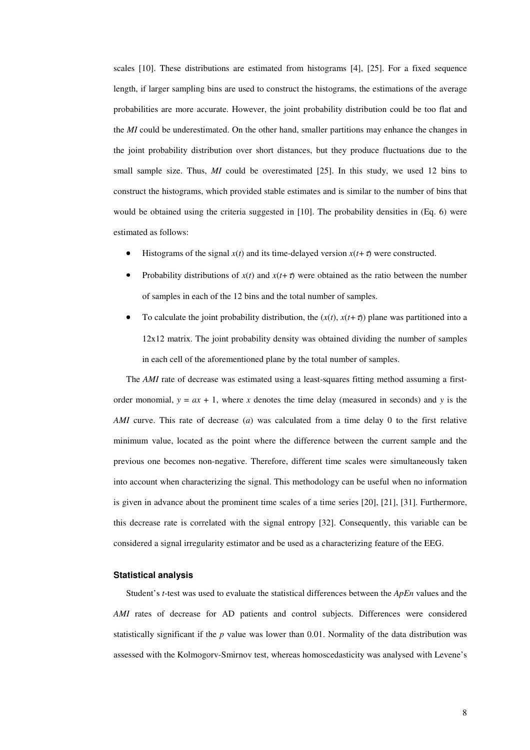scales [10]. These distributions are estimated from histograms [4], [25]. For a fixed sequence length, if larger sampling bins are used to construct the histograms, the estimations of the average probabilities are more accurate. However, the joint probability distribution could be too flat and the *MI* could be underestimated. On the other hand, smaller partitions may enhance the changes in the joint probability distribution over short distances, but they produce fluctuations due to the small sample size. Thus, *MI* could be overestimated [25]. In this study, we used 12 bins to construct the histograms, which provided stable estimates and is similar to the number of bins that would be obtained using the criteria suggested in [10]. The probability densities in (Eq. 6) were estimated as follows:

- Histograms of the signal $x(t)$ and its time-delayed version $x(t+\tau)$ were constructed.
- Probability distributions of $x(t)$ and $x(t+\tau)$ were obtained as the ratio between the number of samples in each of the 12 bins and the total number of samples.
- To calculate the joint probability distribution, the $(x(t), x(t+\tau))$ plane was partitioned into a 12x12 matrix. The joint probability density was obtained dividing the number of samples in each cell of the aforementioned plane by the total number of samples.

The *AMI* rate of decrease was estimated using a least-squares fitting method assuming a first-order monomial, $y = ax + 1$, where $x$ denotes the time delay (measured in seconds) and $y$ is the *AMI* curve. This rate of decrease ($a$) was calculated from a time delay 0 to the first relative minimum value, located as the point where the difference between the current sample and the previous one becomes non-negative. Therefore, different time scales were simultaneously taken into account when characterizing the signal. This methodology can be useful when no information is given in advance about the prominent time scales of a time series [20], [21], [31]. Furthermore, this decrease rate is correlated with the signal entropy [32]. Consequently, this variable can be considered a signal irregularity estimator and be used as a characterizing feature of the EEG.

### Statistical analysis

Student's *t*-test was used to evaluate the statistical differences between the *ApEn* values and the *AMI* rates of decrease for AD patients and control subjects. Differences were considered statistically significant if the $p$ value was lower than 0.01. Normality of the data distribution was assessed with the Kolmogorv-Smirnov test, whereas homoscedasticity was analysed with Levene's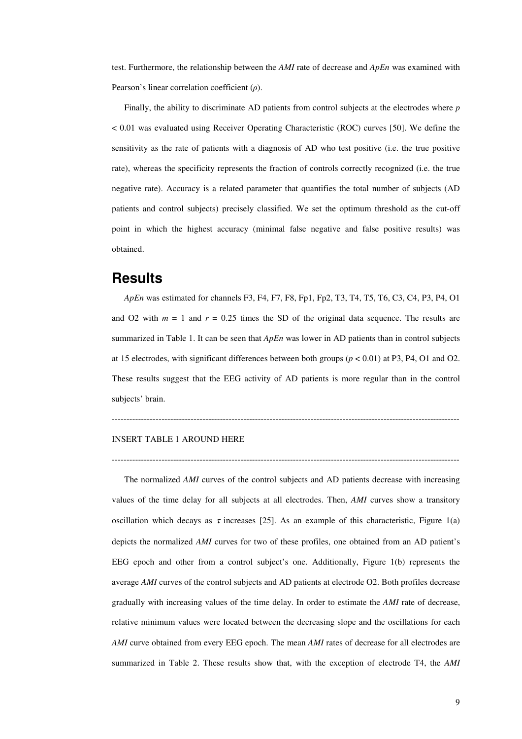test. Furthermore, the relationship between the *AMI* rate of decrease and *ApEn* was examined with Pearson's linear correlation coefficient ($\rho$).

Finally, the ability to discriminate AD patients from control subjects at the electrodes where $p < 0.01$ was evaluated using Receiver Operating Characteristic (ROC) curves [50]. We define the sensitivity as the rate of patients with a diagnosis of AD who test positive (i.e. the true positive rate), whereas the specificity represents the fraction of controls correctly recognized (i.e. the true negative rate). Accuracy is a related parameter that quantifies the total number of subjects (AD patients and control subjects) precisely classified. We set the optimum threshold as the cut-off point in which the highest accuracy (minimal false negative and false positive results) was obtained.

# Results

*ApEn* was estimated for channels F3, F4, F7, F8, Fp1, Fp2, T3, T4, T5, T6, C3, C4, P3, P4, O1 and O2 with $m = 1$ and $r = 0.25$ times the SD of the original data sequence. The results are summarized in Table 1. It can be seen that *ApEn* was lower in AD patients than in control subjects at 15 electrodes, with significant differences between both groups ($p < 0.01$) at P3, P4, O1 and O2. These results suggest that the EEG activity of AD patients is more regular than in the control subjects' brain.

---

INSERT TABLE 1 AROUND HERE

---

The normalized *AMI* curves of the control subjects and AD patients decrease with increasing values of the time delay for all subjects at all electrodes. Then, *AMI* curves show a transitory oscillation which decays as $\tau$ increases [25]. As an example of this characteristic, Figure 1(a) depicts the normalized *AMI* curves for two of these profiles, one obtained from an AD patient's EEG epoch and other from a control subject's one. Additionally, Figure 1(b) represents the average *AMI* curves of the control subjects and AD patients at electrode O2. Both profiles decrease gradually with increasing values of the time delay. In order to estimate the *AMI* rate of decrease, relative minimum values were located between the decreasing slope and the oscillations for each *AMI* curve obtained from every EEG epoch. The mean *AMI* rates of decrease for all electrodes are summarized in Table 2. These results show that, with the exception of electrode T4, the *AMI*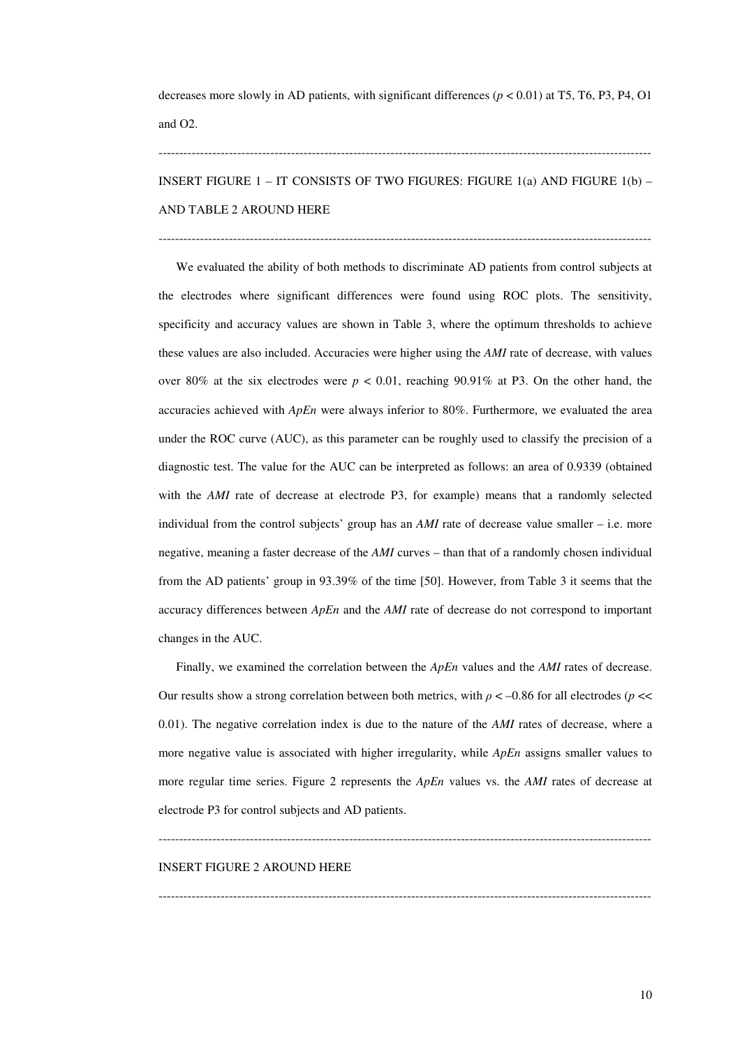decreases more slowly in AD patients, with significant differences ($p < 0.01$) at T5, T6, P3, P4, O1 and O2.

---

INSERT FIGURE 1 – IT CONSISTS OF TWO FIGURES: FIGURE 1(a) AND FIGURE 1(b) – AND TABLE 2 AROUND HERE

---

We evaluated the ability of both methods to discriminate AD patients from control subjects at the electrodes where significant differences were found using ROC plots. The sensitivity, specificity and accuracy values are shown in Table 3, where the optimum thresholds to achieve these values are also included. Accuracies were higher using the *AMI* rate of decrease, with values over 80% at the six electrodes were $p < 0.01$, reaching 90.91% at P3. On the other hand, the accuracies achieved with *ApEn* were always inferior to 80%. Furthermore, we evaluated the area under the ROC curve (AUC), as this parameter can be roughly used to classify the precision of a diagnostic test. The value for the AUC can be interpreted as follows: an area of 0.9339 (obtained with the *AMI* rate of decrease at electrode P3, for example) means that a randomly selected individual from the control subjects' group has an *AMI* rate of decrease value smaller – i.e. more negative, meaning a faster decrease of the *AMI* curves – than that of a randomly chosen individual from the AD patients' group in 93.39% of the time [50]. However, from Table 3 it seems that the accuracy differences between *ApEn* and the *AMI* rate of decrease do not correspond to important changes in the AUC.

Finally, we examined the correlation between the *ApEn* values and the *AMI* rates of decrease. Our results show a strong correlation between both metrics, with $\rho < -0.86$ for all electrodes ($p << 0.01$). The negative correlation index is due to the nature of the *AMI* rates of decrease, where a more negative value is associated with higher irregularity, while *ApEn* assigns smaller values to more regular time series. Figure 2 represents the *ApEn* values vs. the *AMI* rates of decrease at electrode P3 for control subjects and AD patients.

---

INSERT FIGURE 2 AROUND HERE

---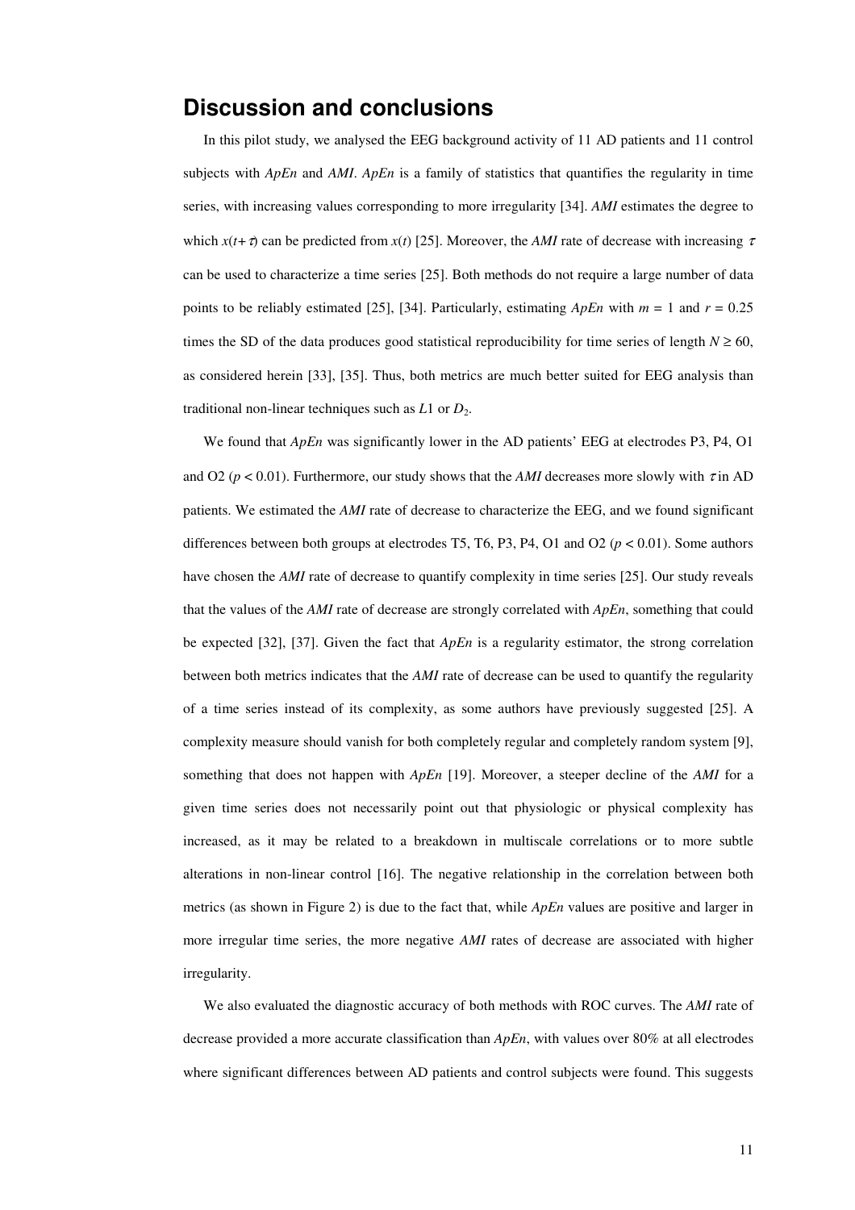# Discussion and conclusions

In this pilot study, we analysed the EEG background activity of 11 AD patients and 11 control subjects with *ApEn* and *AMI*. *ApEn* is a family of statistics that quantifies the regularity in time series, with increasing values corresponding to more irregularity [34]. *AMI* estimates the degree to which $x(t+\tau)$ can be predicted from $x(t)$ [25]. Moreover, the *AMI* rate of decrease with increasing $\tau$ can be used to characterize a time series [25]. Both methods do not require a large number of data points to be reliably estimated [25], [34]. Particularly, estimating *ApEn* with $m = 1$ and $r = 0.25$ times the SD of the data produces good statistical reproducibility for time series of length $N \geq 60$, as considered herein [33], [35]. Thus, both metrics are much better suited for EEG analysis than traditional non-linear techniques such as $L1$ or $D_2$.

We found that *ApEn* was significantly lower in the AD patients' EEG at electrodes P3, P4, O1 and O2 ($p < 0.01$). Furthermore, our study shows that the *AMI* decreases more slowly with $\tau$ in AD patients. We estimated the *AMI* rate of decrease to characterize the EEG, and we found significant differences between both groups at electrodes T5, T6, P3, P4, O1 and O2 ($p < 0.01$). Some authors have chosen the *AMI* rate of decrease to quantify complexity in time series [25]. Our study reveals that the values of the *AMI* rate of decrease are strongly correlated with *ApEn*, something that could be expected [32], [37]. Given the fact that *ApEn* is a regularity estimator, the strong correlation between both metrics indicates that the *AMI* rate of decrease can be used to quantify the regularity of a time series instead of its complexity, as some authors have previously suggested [25]. A complexity measure should vanish for both completely regular and completely random system [9], something that does not happen with *ApEn* [19]. Moreover, a steeper decline of the *AMI* for a given time series does not necessarily point out that physiologic or physical complexity has increased, as it may be related to a breakdown in multiscale correlations or to more subtle alterations in non-linear control [16]. The negative relationship in the correlation between both metrics (as shown in Figure 2) is due to the fact that, while *ApEn* values are positive and larger in more irregular time series, the more negative *AMI* rates of decrease are associated with higher irregularity.

We also evaluated the diagnostic accuracy of both methods with ROC curves. The *AMI* rate of decrease provided a more accurate classification than *ApEn*, with values over 80% at all electrodes where significant differences between AD patients and control subjects were found. This suggests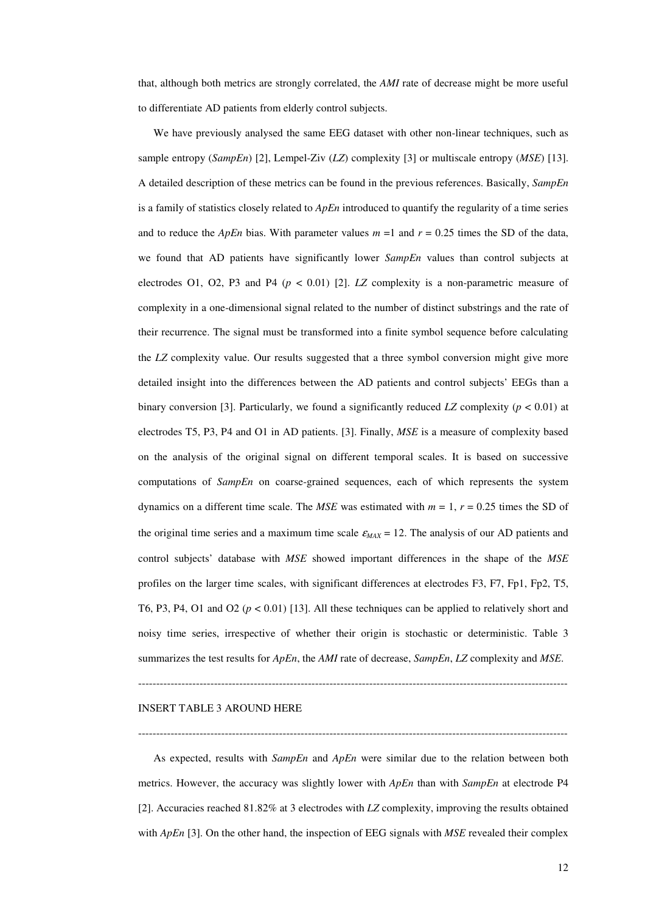that, although both metrics are strongly correlated, the *AMI* rate of decrease might be more useful to differentiate AD patients from elderly control subjects.

We have previously analysed the same EEG dataset with other non-linear techniques, such as sample entropy (*SampEn*) [2], Lempel-Ziv (*LZ*) complexity [3] or multiscale entropy (*MSE*) [13]. A detailed description of these metrics can be found in the previous references. Basically, *SampEn* is a family of statistics closely related to *ApEn* introduced to quantify the regularity of a time series and to reduce the *ApEn* bias. With parameter values $m = 1$ and $r = 0.25$ times the SD of the data, we found that AD patients have significantly lower *SampEn* values than control subjects at electrodes O1, O2, P3 and P4 ($p < 0.01$) [2]. *LZ* complexity is a non-parametric measure of complexity in a one-dimensional signal related to the number of distinct substrings and the rate of their recurrence. The signal must be transformed into a finite symbol sequence before calculating the *LZ* complexity value. Our results suggested that a three symbol conversion might give more detailed insight into the differences between the AD patients and control subjects' EEGs than a binary conversion [3]. Particularly, we found a significantly reduced *LZ* complexity ($p < 0.01$) at electrodes T5, P3, P4 and O1 in AD patients. [3]. Finally, *MSE* is a measure of complexity based on the analysis of the original signal on different temporal scales. It is based on successive computations of *SampEn* on coarse-grained sequences, each of which represents the system dynamics on a different time scale. The *MSE* was estimated with $m = 1$, $r = 0.25$ times the SD of the original time series and a maximum time scale $\varepsilon_{MAX} = 12$. The analysis of our AD patients and control subjects' database with *MSE* showed important differences in the shape of the *MSE* profiles on the larger time scales, with significant differences at electrodes F3, F7, Fp1, Fp2, T5, T6, P3, P4, O1 and O2 ($p < 0.01$) [13]. All these techniques can be applied to relatively short and noisy time series, irrespective of whether their origin is stochastic or deterministic. Table 3 summarizes the test results for *ApEn*, the *AMI* rate of decrease, *SampEn*, *LZ* complexity and *MSE*.

---

INSERT TABLE 3 AROUND HERE

---

As expected, results with *SampEn* and *ApEn* were similar due to the relation between both metrics. However, the accuracy was slightly lower with *ApEn* than with *SampEn* at electrode P4 [2]. Accuracies reached 81.82% at 3 electrodes with *LZ* complexity, improving the results obtained with *ApEn* [3]. On the other hand, the inspection of EEG signals with *MSE* revealed their complex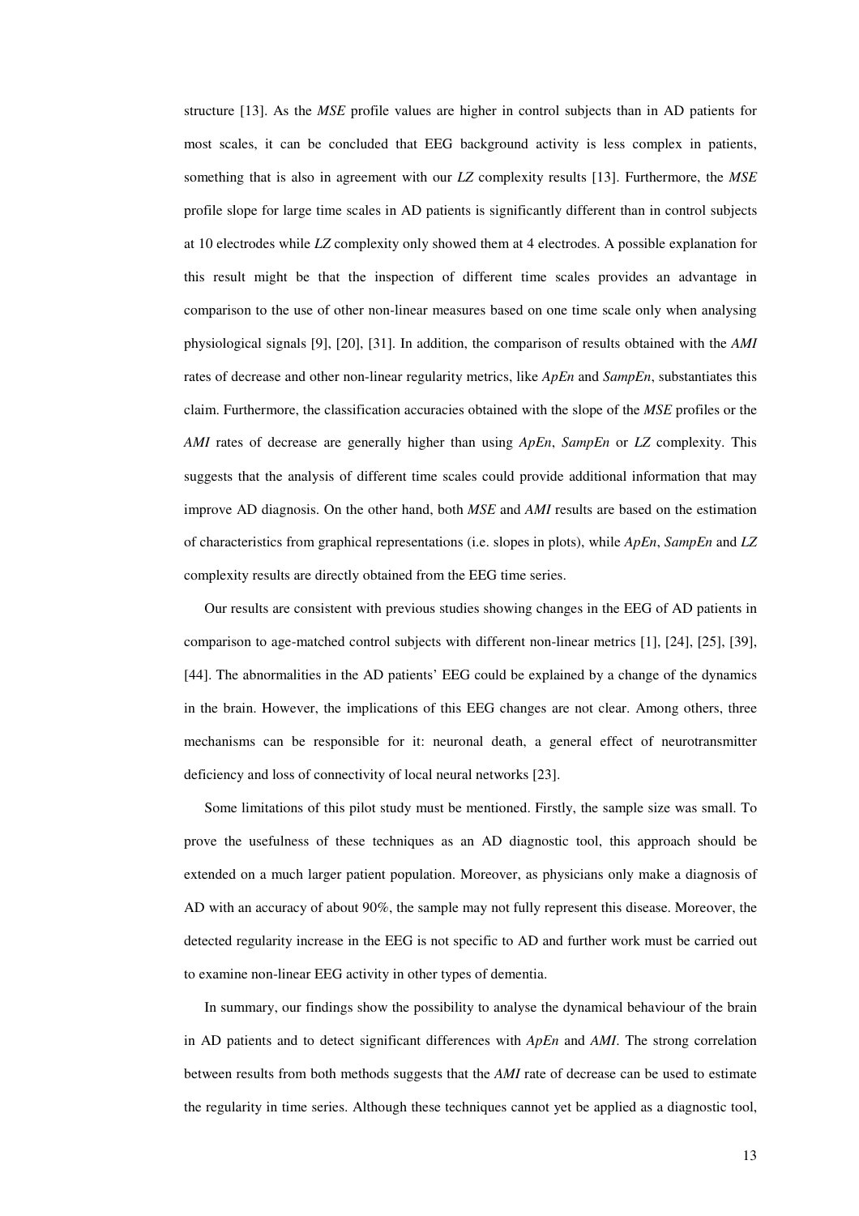structure [13]. As the *MSE* profile values are higher in control subjects than in AD patients for most scales, it can be concluded that EEG background activity is less complex in patients, something that is also in agreement with our *LZ* complexity results [13]. Furthermore, the *MSE* profile slope for large time scales in AD patients is significantly different than in control subjects at 10 electrodes while *LZ* complexity only showed them at 4 electrodes. A possible explanation for this result might be that the inspection of different time scales provides an advantage in comparison to the use of other non-linear measures based on one time scale only when analysing physiological signals [9], [20], [31]. In addition, the comparison of results obtained with the *AMI* rates of decrease and other non-linear regularity metrics, like *ApEn* and *SampEn*, substantiates this claim. Furthermore, the classification accuracies obtained with the slope of the *MSE* profiles or the *AMI* rates of decrease are generally higher than using *ApEn*, *SampEn* or *LZ* complexity. This suggests that the analysis of different time scales could provide additional information that may improve AD diagnosis. On the other hand, both *MSE* and *AMI* results are based on the estimation of characteristics from graphical representations (i.e. slopes in plots), while *ApEn*, *SampEn* and *LZ* complexity results are directly obtained from the EEG time series.

Our results are consistent with previous studies showing changes in the EEG of AD patients in comparison to age-matched control subjects with different non-linear metrics [1], [24], [25], [39], [44]. The abnormalities in the AD patients' EEG could be explained by a change of the dynamics in the brain. However, the implications of this EEG changes are not clear. Among others, three mechanisms can be responsible for it: neuronal death, a general effect of neurotransmitter deficiency and loss of connectivity of local neural networks [23].

Some limitations of this pilot study must be mentioned. Firstly, the sample size was small. To prove the usefulness of these techniques as an AD diagnostic tool, this approach should be extended on a much larger patient population. Moreover, as physicians only make a diagnosis of AD with an accuracy of about 90%, the sample may not fully represent this disease. Moreover, the detected regularity increase in the EEG is not specific to AD and further work must be carried out to examine non-linear EEG activity in other types of dementia.

In summary, our findings show the possibility to analyse the dynamical behaviour of the brain in AD patients and to detect significant differences with *ApEn* and *AMI*. The strong correlation between results from both methods suggests that the *AMI* rate of decrease can be used to estimate the regularity in time series. Although these techniques cannot yet be applied as a diagnostic tool,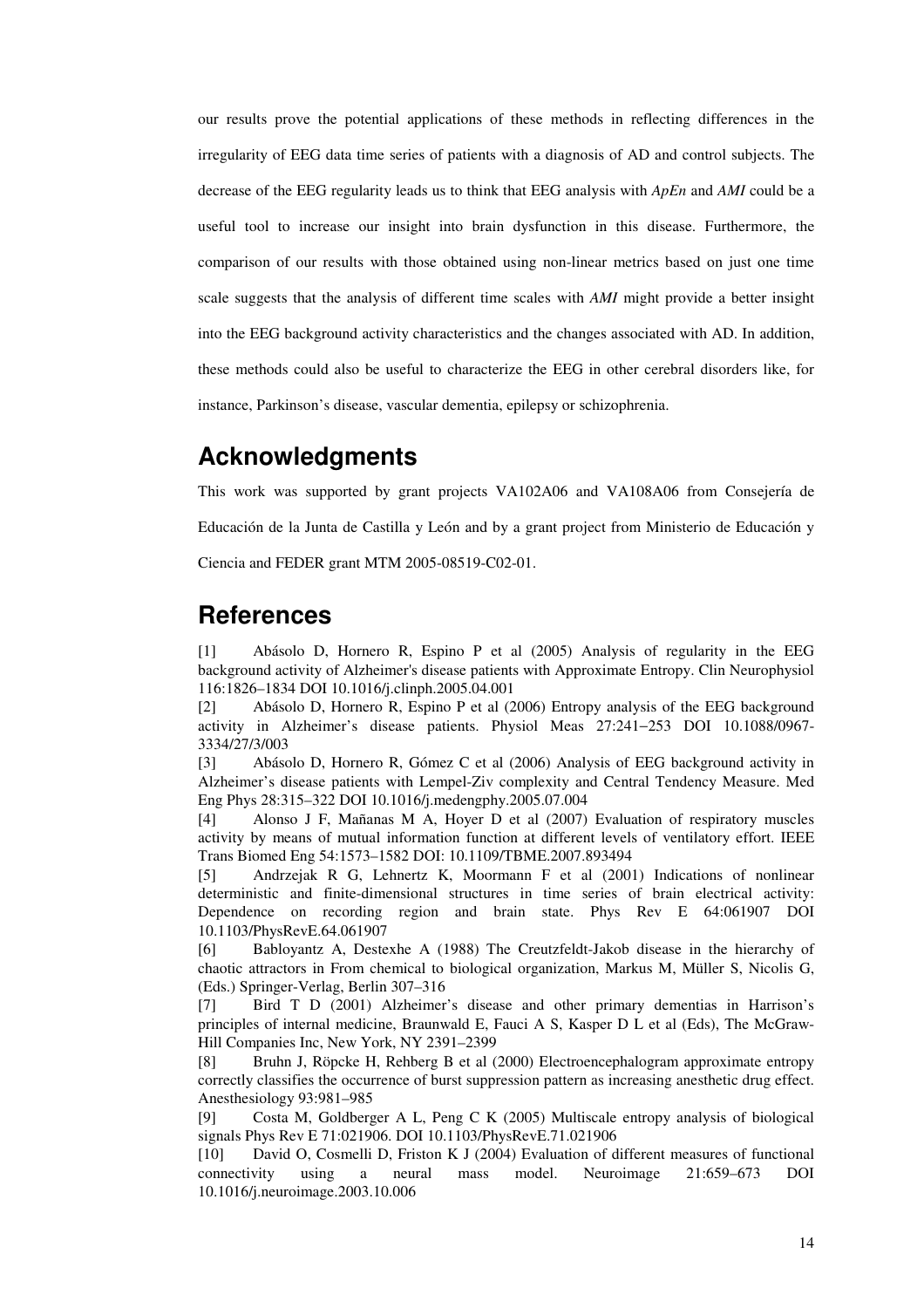our results prove the potential applications of these methods in reflecting differences in the irregularity of EEG data time series of patients with a diagnosis of AD and control subjects. The decrease of the EEG regularity leads us to think that EEG analysis with *ApEn* and *AMI* could be a useful tool to increase our insight into brain dysfunction in this disease. Furthermore, the comparison of our results with those obtained using non-linear metrics based on just one time scale suggests that the analysis of different time scales with *AMI* might provide a better insight into the EEG background activity characteristics and the changes associated with AD. In addition, these methods could also be useful to characterize the EEG in other cerebral disorders like, for instance, Parkinson's disease, vascular dementia, epilepsy or schizophrenia.

## Acknowledgments

This work was supported by grant projects VA102A06 and VA108A06 from Consejería de Educación de la Junta de Castilla y León and by a grant project from Ministerio de Educación y Ciencia and FEDER grant MTM 2005-08519-C02-01.

## References

[1] Abásolo D, Hornero R, Espino P et al (2005) Analysis of regularity in the EEG background activity of Alzheimer's disease patients with Approximate Entropy. Clin Neurophysiol 116:1826–1834 DOI 10.1016/j.clinph.2005.04.001

[2] Abásolo D, Hornero R, Espino P et al (2006) Entropy analysis of the EEG background activity in Alzheimer's disease patients. Physiol Meas 27:241–253 DOI 10.1088/0967-3334/27/3/003

[3] Abásolo D, Hornero R, Gómez C et al (2006) Analysis of EEG background activity in Alzheimer's disease patients with Lempel-Ziv complexity and Central Tendency Measure. Med Eng Phys 28:315–322 DOI 10.1016/j.medengphy.2005.07.004

[4] Alonso J F, Mañanas M A, Hoyer D et al (2007) Evaluation of respiratory muscles activity by means of mutual information function at different levels of ventilatory effort. IEEE Trans Biomed Eng 54:1573–1582 DOI: 10.1109/TBME.2007.893494

[5] Andrzejak R G, Lehnertz K, Moormann F et al (2001) Indications of nonlinear deterministic and finite-dimensional structures in time series of brain electrical activity: Dependence on recording region and brain state. Phys Rev E 64:061907 DOI 10.1103/PhysRevE.64.061907

[6] Babloyantz A, Destexhe A (1988) The Creutzfeldt-Jakob disease in the hierarchy of chaotic attractors in From chemical to biological organization, Markus M, Müller S, Nicolis G, (Eds.) Springer-Verlag, Berlin 307–316

[7] Bird T D (2001) Alzheimer's disease and other primary dementias in Harrison's principles of internal medicine, Braunwald E, Fauci A S, Kasper D L et al (Eds), The McGraw-Hill Companies Inc, New York, NY 2391–2399

[8] Bruhn J, Röpcke H, Rehberg B et al (2000) Electroencephalogram approximate entropy correctly classifies the occurrence of burst suppression pattern as increasing anesthetic drug effect. Anesthesiology 93:981–985

[9] Costa M, Goldberger A L, Peng C K (2005) Multiscale entropy analysis of biological signals Phys Rev E 71:021906. DOI 10.1103/PhysRevE.71.021906

[10] David O, Cosmelli D, Friston K J (2004) Evaluation of different measures of functional connectivity using a neural mass model. Neuroimage 21:659–673 DOI 10.1016/j.neuroimage.2003.10.006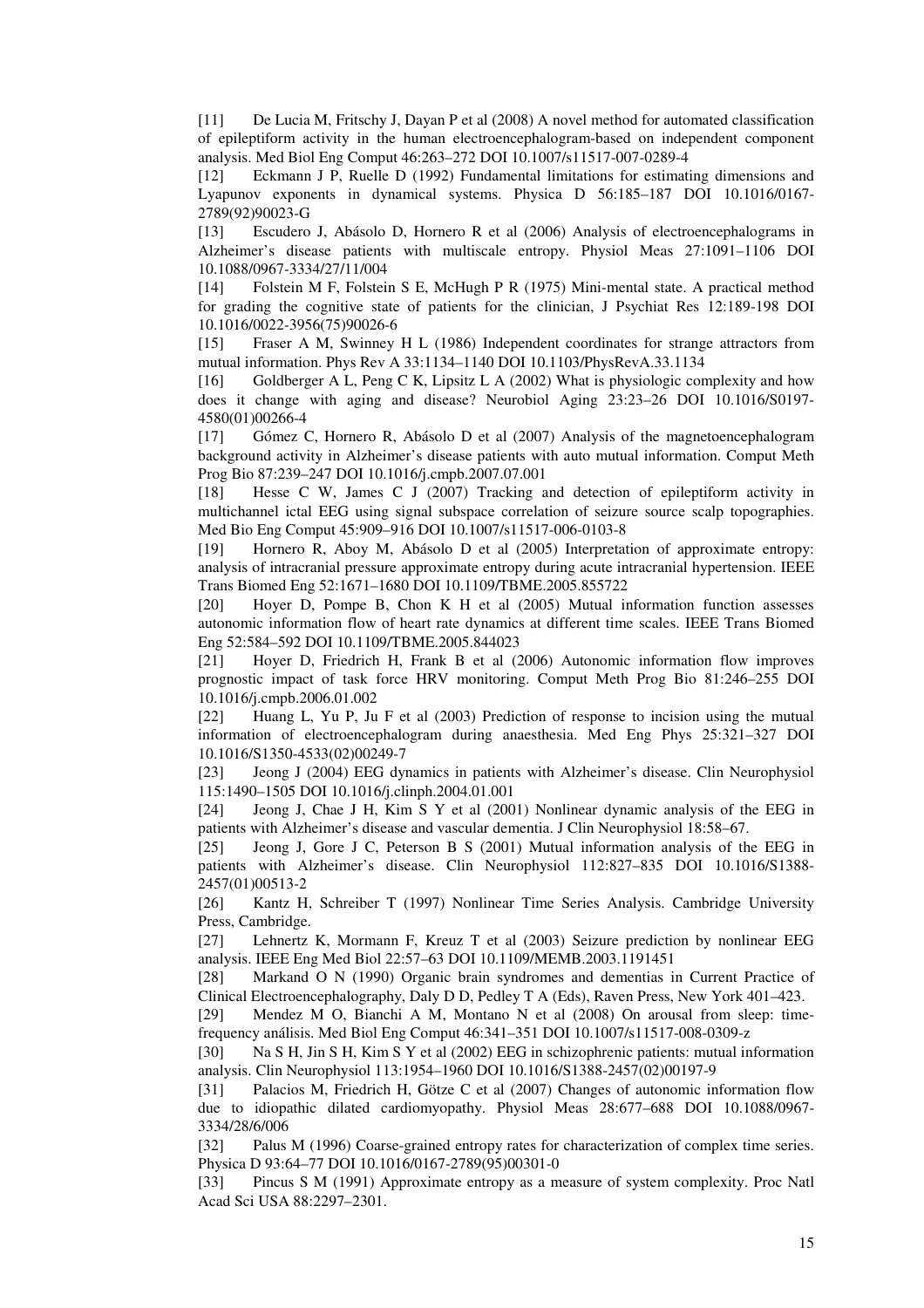[11] De Lucia M, Fritschy J, Dayan P et al (2008) A novel method for automated classification of epileptiform activity in the human electroencephalogram-based on independent component analysis. Med Biol Eng Comput 46:263–272 DOI 10.1007/s11517-007-0289-4

[12] Eckmann J P, Ruelle D (1992) Fundamental limitations for estimating dimensions and Lyapunov exponents in dynamical systems. Physica D 56:185–187 DOI 10.1016/0167-2789(92)90023-G

[13] Escudero J, Abásolo D, Hornero R et al (2006) Analysis of electroencephalograms in Alzheimer's disease patients with multiscale entropy. Physiol Meas 27:1091–1106 DOI 10.1088/0967-3334/27/11/004

[14] Folstein M F, Folstein S E, McHugh P R (1975) Mini-mental state. A practical method for grading the cognitive state of patients for the clinician, J Psychiat Res 12:189-198 DOI 10.1016/0022-3956(75)90026-6

[15] Fraser A M, Swinney H L (1986) Independent coordinates for strange attractors from mutual information. Phys Rev A 33:1134–1140 DOI 10.1103/PhysRevA.33.1134

[16] Goldberger A L, Peng C K, Lipsitz L A (2002) What is physiologic complexity and how does it change with aging and disease? Neurobiol Aging 23:23–26 DOI 10.1016/S0197-4580(01)00266-4

[17] Gómez C, Hornero R, Abásolo D et al (2007) Analysis of the magnetoencephalogram background activity in Alzheimer's disease patients with auto mutual information. Comput Meth Prog Bio 87:239–247 DOI 10.1016/j.cmpb.2007.07.001

[18] Hesse C W, James C J (2007) Tracking and detection of epileptiform activity in multichannel ictal EEG using signal subspace correlation of seizure source scalp topographies. Med Bio Eng Comput 45:909–916 DOI 10.1007/s11517-006-0103-8

[19] Hornero R, Aboy M, Abásolo D et al (2005) Interpretation of approximate entropy: analysis of intracranial pressure approximate entropy during acute intracranial hypertension. IEEE Trans Biomed Eng 52:1671–1680 DOI 10.1109/TBME.2005.855722

[20] Hoyer D, Pompe B, Chon K H et al (2005) Mutual information function assesses autonomic information flow of heart rate dynamics at different time scales. IEEE Trans Biomed Eng 52:584–592 DOI 10.1109/TBME.2005.844023

[21] Hoyer D, Friedrich H, Frank B et al (2006) Autonomic information flow improves prognostic impact of task force HRV monitoring. Comput Meth Prog Bio 81:246–255 DOI 10.1016/j.cmpb.2006.01.002

[22] Huang L, Yu P, Ju F et al (2003) Prediction of response to incision using the mutual information of electroencephalogram during anaesthesia. Med Eng Phys 25:321–327 DOI 10.1016/S1350-4533(02)00249-7

[23] Jeong J (2004) EEG dynamics in patients with Alzheimer's disease. Clin Neurophysiol 115:1490–1505 DOI 10.1016/j.clinph.2004.01.001

[24] Jeong J, Chae J H, Kim S Y et al (2001) Nonlinear dynamic analysis of the EEG in patients with Alzheimer's disease and vascular dementia. J Clin Neurophysiol 18:58–67.

[25] Jeong J, Gore J C, Peterson B S (2001) Mutual information analysis of the EEG in patients with Alzheimer's disease. Clin Neurophysiol 112:827–835 DOI 10.1016/S1388-2457(01)00513-2

[26] Kantz H, Schreiber T (1997) Nonlinear Time Series Analysis. Cambridge University Press, Cambridge.

[27] Lehnertz K, Mormann F, Kreuz T et al (2003) Seizure prediction by nonlinear EEG analysis. IEEE Eng Med Biol 22:57–63 DOI 10.1109/MEMB.2003.1191451

[28] Markand O N (1990) Organic brain syndromes and dementias in Current Practice of Clinical Electroencephalography, Daly D D, Pedley T A (Eds), Raven Press, New York 401–423.

[29] Mendez M O, Bianchi A M, Montano N et al (2008) On arousal from sleep: time-frequency análisis. Med Biol Eng Comput 46:341–351 DOI 10.1007/s11517-008-0309-z

[30] Na S H, Jin S H, Kim S Y et al (2002) EEG in schizophrenic patients: mutual information analysis. Clin Neurophysiol 113:1954–1960 DOI 10.1016/S1388-2457(02)00197-9

[31] Palacios M, Friedrich H, Götze C et al (2007) Changes of autonomic information flow due to idiopathic dilated cardiomyopathy. Physiol Meas 28:677–688 DOI 10.1088/0967-3334/28/6/006

[32] Palus M (1996) Coarse-grained entropy rates for characterization of complex time series. Physica D 93:64–77 DOI 10.1016/0167-2789(95)00301-0

[33] Pincus S M (1991) Approximate entropy as a measure of system complexity. Proc Natl Acad Sci USA 88:2297–2301.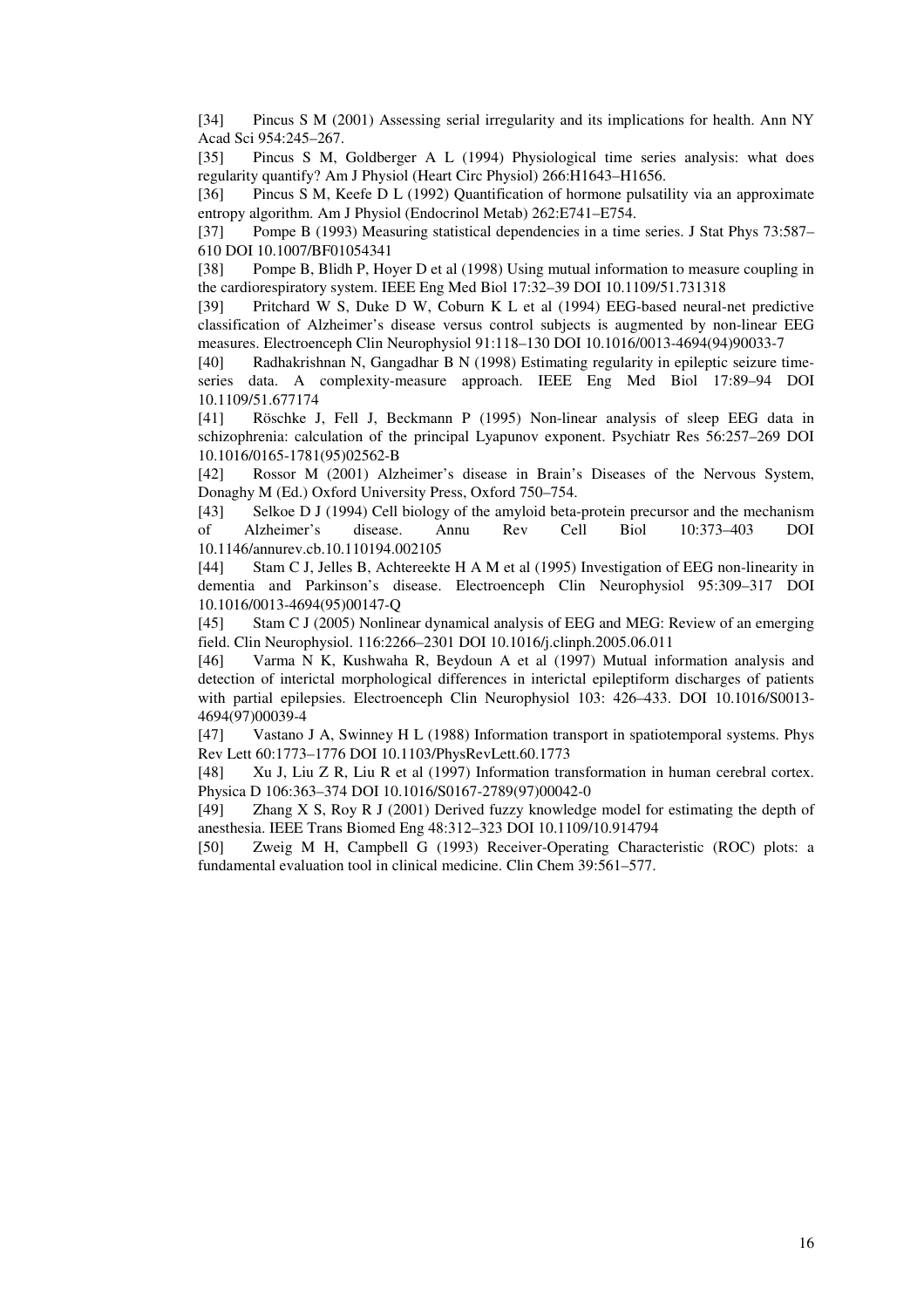[34] Pincus S M (2001) Assessing serial irregularity and its implications for health. Ann NY Acad Sci 954:245–267.

[35] Pincus S M, Goldberger A L (1994) Physiological time series analysis: what does regularity quantify? Am J Physiol (Heart Circ Physiol) 266:H1643–H1656.

[36] Pincus S M, Keefe D L (1992) Quantification of hormone pulsatility via an approximate entropy algorithm. Am J Physiol (Endocrinol Metab) 262:E741–E754.

[37] Pompe B (1993) Measuring statistical dependencies in a time series. J Stat Phys 73:587–610 DOI 10.1007/BF01054341

[38] Pompe B, Blidh P, Hoyer D et al (1998) Using mutual information to measure coupling in the cardiorespiratory system. IEEE Eng Med Biol 17:32–39 DOI 10.1109/51.731318

[39] Pritchard W S, Duke D W, Coburn K L et al (1994) EEG-based neural-net predictive classification of Alzheimer's disease versus control subjects is augmented by non-linear EEG measures. Electroenceph Clin Neurophysiol 91:118–130 DOI 10.1016/0013-4694(94)90033-7

[40] Radhakrishnan N, Gangadhar B N (1998) Estimating regularity in epileptic seizure time-series data. A complexity-measure approach. IEEE Eng Med Biol 17:89–94 DOI 10.1109/51.677174

[41] Röschke J, Fell J, Beckmann P (1995) Non-linear analysis of sleep EEG data in schizophrenia: calculation of the principal Lyapunov exponent. Psychiatr Res 56:257–269 DOI 10.1016/0165-1781(95)02562-B

[42] Rossor M (2001) Alzheimer's disease in Brain's Diseases of the Nervous System, Donaghy M (Ed.) Oxford University Press, Oxford 750–754.

[43] Selkoe D J (1994) Cell biology of the amyloid beta-protein precursor and the mechanism of Alzheimer's disease. Annu Rev Cell Biol 10:373–403 DOI 10.1146/annurev.cb.10.110194.002105

[44] Stam C J, Jelles B, Achtereekte H A M et al (1995) Investigation of EEG non-linearity in dementia and Parkinson's disease. Electroenceph Clin Neurophysiol 95:309–317 DOI 10.1016/0013-4694(95)00147-Q

[45] Stam C J (2005) Nonlinear dynamical analysis of EEG and MEG: Review of an emerging field. Clin Neurophysiol. 116:2266–2301 DOI 10.1016/j.clinph.2005.06.011

[46] Varma N K, Kushwaha R, Beydoun A et al (1997) Mutual information analysis and detection of interictal morphological differences in interictal epileptiform discharges of patients with partial epilepsies. Electroenceph Clin Neurophysiol 103: 426–433. DOI 10.1016/S0013-4694(97)00039-4

[47] Vastano J A, Swinney H L (1988) Information transport in spatiotemporal systems. Phys Rev Lett 60:1773–1776 DOI 10.1103/PhysRevLett.60.1773

[48] Xu J, Liu Z R, Liu R et al (1997) Information transformation in human cerebral cortex. Physica D 106:363–374 DOI 10.1016/S0167-2789(97)00042-0

[49] Zhang X S, Roy R J (2001) Derived fuzzy knowledge model for estimating the depth of anesthesia. IEEE Trans Biomed Eng 48:312–323 DOI 10.1109/10.914794

[50] Zweig M H, Campbell G (1993) Receiver-Operating Characteristic (ROC) plots: a fundamental evaluation tool in clinical medicine. Clin Chem 39:561–577.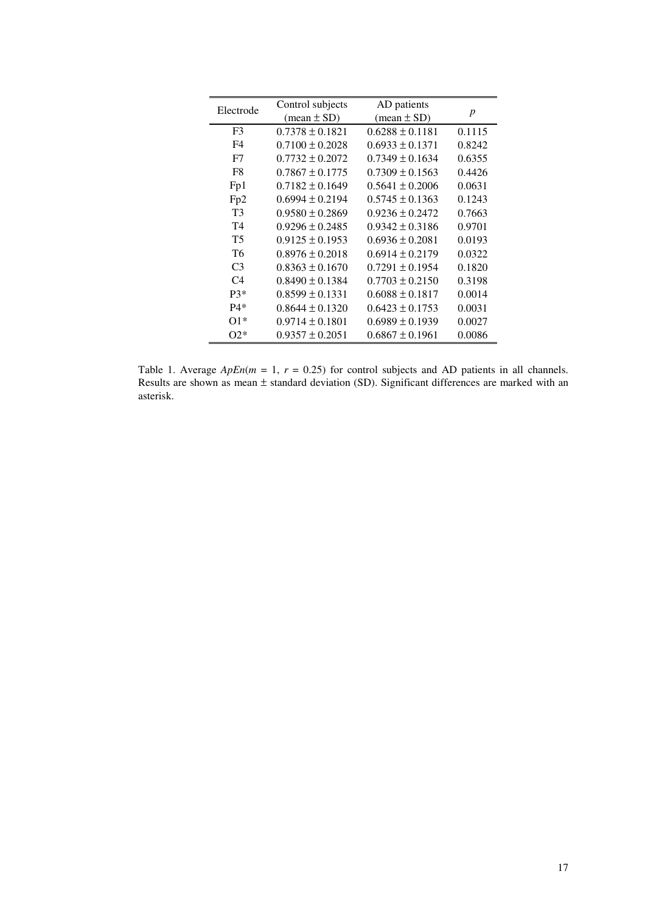| Electrode | Control subjects (mean ± SD) | AD patients (mean ± SD) | $p$ |
|---|---|---|---|
| F3 | 0.7378 ± 0.1821 | 0.6288 ± 0.1181 | 0.1115 |
| F4 | 0.7100 ± 0.2028 | 0.6933 ± 0.1371 | 0.8242 |
| F7 | 0.7732 ± 0.2072 | 0.7349 ± 0.1634 | 0.6355 |
| F8 | 0.7867 ± 0.1775 | 0.7309 ± 0.1563 | 0.4426 |
| Fp1 | 0.7182 ± 0.1649 | 0.5641 ± 0.2006 | 0.0631 |
| Fp2 | 0.6994 ± 0.2194 | 0.5745 ± 0.1363 | 0.1243 |
| T3 | 0.9580 ± 0.2869 | 0.9236 ± 0.2472 | 0.7663 |
| T4 | 0.9296 ± 0.2485 | 0.9342 ± 0.3186 | 0.9701 |
| T5 | 0.9125 ± 0.1953 | 0.6936 ± 0.2081 | 0.0193 |
| T6 | 0.8976 ± 0.2018 | 0.6914 ± 0.2179 | 0.0322 |
| C3 | 0.8363 ± 0.1670 | 0.7291 ± 0.1954 | 0.1820 |
| C4 | 0.8490 ± 0.1384 | 0.7703 ± 0.2150 | 0.3198 |
| P3* | 0.8599 ± 0.1331 | 0.6088 ± 0.1817 | 0.0014 |
| P4* | 0.8644 ± 0.1320 | 0.6423 ± 0.1753 | 0.0031 |
| O1* | 0.9714 ± 0.1801 | 0.6989 ± 0.1939 | 0.0027 |
| O2* | 0.9357 ± 0.2051 | 0.6867 ± 0.1961 | 0.0086 |

Table 1. Average $ApEn(m = 1, r = 0.25)$ for control subjects and AD patients in all channels. Results are shown as mean ± standard deviation (SD). Significant differences are marked with an asterisk.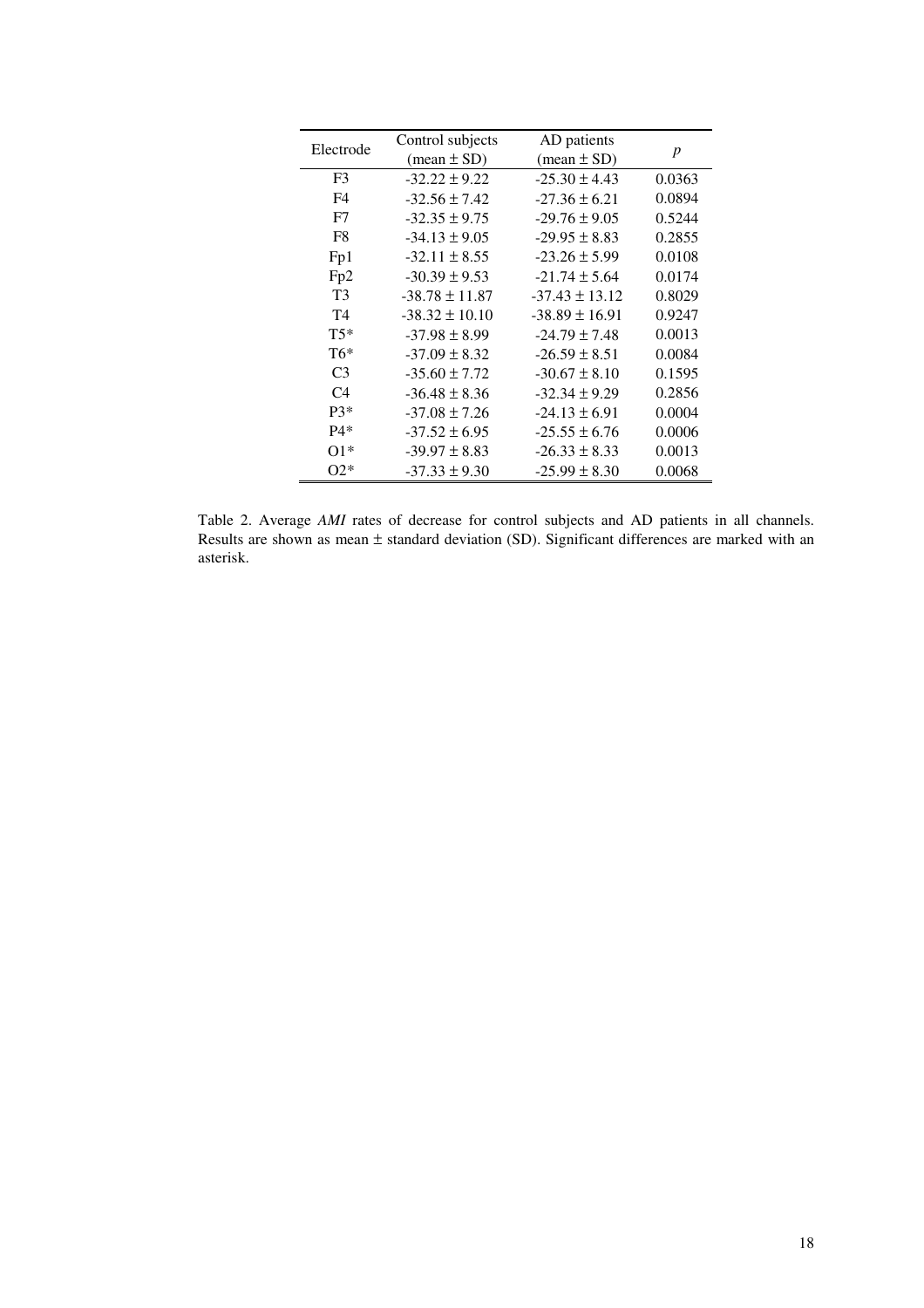| Electrode | Control subjects (mean ± SD) | AD patients (mean ± SD) | *p* |
|---|---|---|---|
| F3 | -32.22 ± 9.22 | -25.30 ± 4.43 | 0.0363 |
| F4 | -32.56 ± 7.42 | -27.36 ± 6.21 | 0.0894 |
| F7 | -32.35 ± 9.75 | -29.76 ± 9.05 | 0.5244 |
| F8 | -34.13 ± 9.05 | -29.95 ± 8.83 | 0.2855 |
| Fp1 | -32.11 ± 8.55 | -23.26 ± 5.99 | 0.0108 |
| Fp2 | -30.39 ± 9.53 | -21.74 ± 5.64 | 0.0174 |
| T3 | -38.78 ± 11.87 | -37.43 ± 13.12 | 0.8029 |
| T4 | -38.32 ± 10.10 | -38.89 ± 16.91 | 0.9247 |
| T5* | -37.98 ± 8.99 | -24.79 ± 7.48 | 0.0013 |
| T6* | -37.09 ± 8.32 | -26.59 ± 8.51 | 0.0084 |
| C3 | -35.60 ± 7.72 | -30.67 ± 8.10 | 0.1595 |
| C4 | -36.48 ± 8.36 | -32.34 ± 9.29 | 0.2856 |
| P3* | -37.08 ± 7.26 | -24.13 ± 6.91 | 0.0004 |
| P4* | -37.52 ± 6.95 | -25.55 ± 6.76 | 0.0006 |
| O1* | -39.97 ± 8.83 | -26.33 ± 8.33 | 0.0013 |
| O2* | -37.33 ± 9.30 | -25.99 ± 8.30 | 0.0068 |

Table 2. Average *AMI* rates of decrease for control subjects and AD patients in all channels. Results are shown as mean ± standard deviation (SD). Significant differences are marked with an asterisk.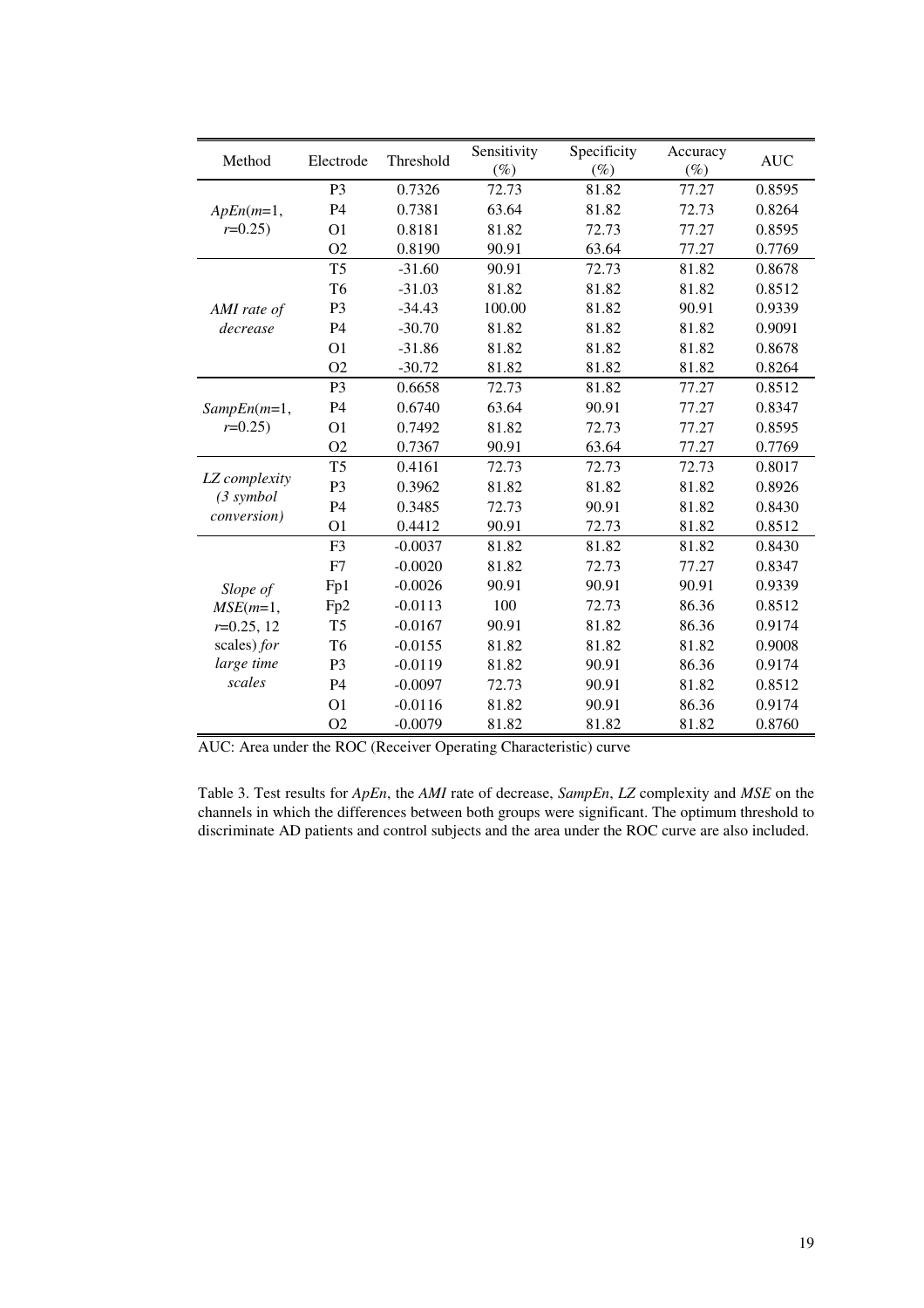| Method | Electrode | Threshold | Sensitivity (%) | Specificity (%) | Accuracy (%) | AUC |
|---|---|---|---|---|---|---|
| *ApEn*(*m*=1, *r*=0.25) | P3 | 0.7326 | 72.73 | 81.82 | 77.27 | 0.8595 |
| | P4 | 0.7381 | 63.64 | 81.82 | 72.73 | 0.8264 |
| | O1 | 0.8181 | 81.82 | 72.73 | 77.27 | 0.8595 |
| | O2 | 0.8190 | 90.91 | 63.64 | 77.27 | 0.7769 |
| *AMI rate of decrease* | T5 | -31.60 | 90.91 | 72.73 | 81.82 | 0.8678 |
| | T6 | -31.03 | 81.82 | 81.82 | 81.82 | 0.8512 |
| | P3 | -34.43 | 100.00 | 81.82 | 90.91 | 0.9339 |
| | P4 | -30.70 | 81.82 | 81.82 | 81.82 | 0.9091 |
| | O1 | -31.86 | 81.82 | 81.82 | 81.82 | 0.8678 |
| | O2 | -30.72 | 81.82 | 81.82 | 81.82 | 0.8264 |
| *SampEn*(*m*=1, *r*=0.25) | P3 | 0.6658 | 72.73 | 81.82 | 77.27 | 0.8512 |
| | P4 | 0.6740 | 63.64 | 90.91 | 77.27 | 0.8347 |
| | O1 | 0.7492 | 81.82 | 72.73 | 77.27 | 0.8595 |
| | O2 | 0.7367 | 90.91 | 63.64 | 77.27 | 0.7769 |
| *LZ complexity (3 symbol conversion)* | T5 | 0.4161 | 72.73 | 72.73 | 72.73 | 0.8017 |
| | P3 | 0.3962 | 81.82 | 81.82 | 81.82 | 0.8926 |
| | P4 | 0.3485 | 72.73 | 90.91 | 81.82 | 0.8430 |
| | O1 | 0.4412 | 90.91 | 72.73 | 81.82 | 0.8512 |
| *Slope of MSE*(*m*=1, *r*=0.25, 12 scales) *for large time scales* | F3 | -0.0037 | 81.82 | 81.82 | 81.82 | 0.8430 |
| | F7 | -0.0020 | 81.82 | 72.73 | 77.27 | 0.8347 |
| | Fp1 | -0.0026 | 90.91 | 90.91 | 90.91 | 0.9339 |
| | Fp2 | -0.0113 | 100 | 72.73 | 86.36 | 0.8512 |
| | T5 | -0.0167 | 90.91 | 81.82 | 86.36 | 0.9174 |
| | T6 | -0.0155 | 81.82 | 81.82 | 81.82 | 0.9008 |
| | P3 | -0.0119 | 81.82 | 90.91 | 86.36 | 0.9174 |
| | P4 | -0.0097 | 72.73 | 90.91 | 81.82 | 0.8512 |
| | O1 | -0.0116 | 81.82 | 90.91 | 86.36 | 0.9174 |
| | O2 | -0.0079 | 81.82 | 81.82 | 81.82 | 0.8760 |

AUC: Area under the ROC (Receiver Operating Characteristic) curve

Table 3. Test results for *ApEn*, the *AMI* rate of decrease, *SampEn*, *LZ* complexity and *MSE* on the channels in which the differences between both groups were significant. The optimum threshold to discriminate AD patients and control subjects and the area under the ROC curve are also included.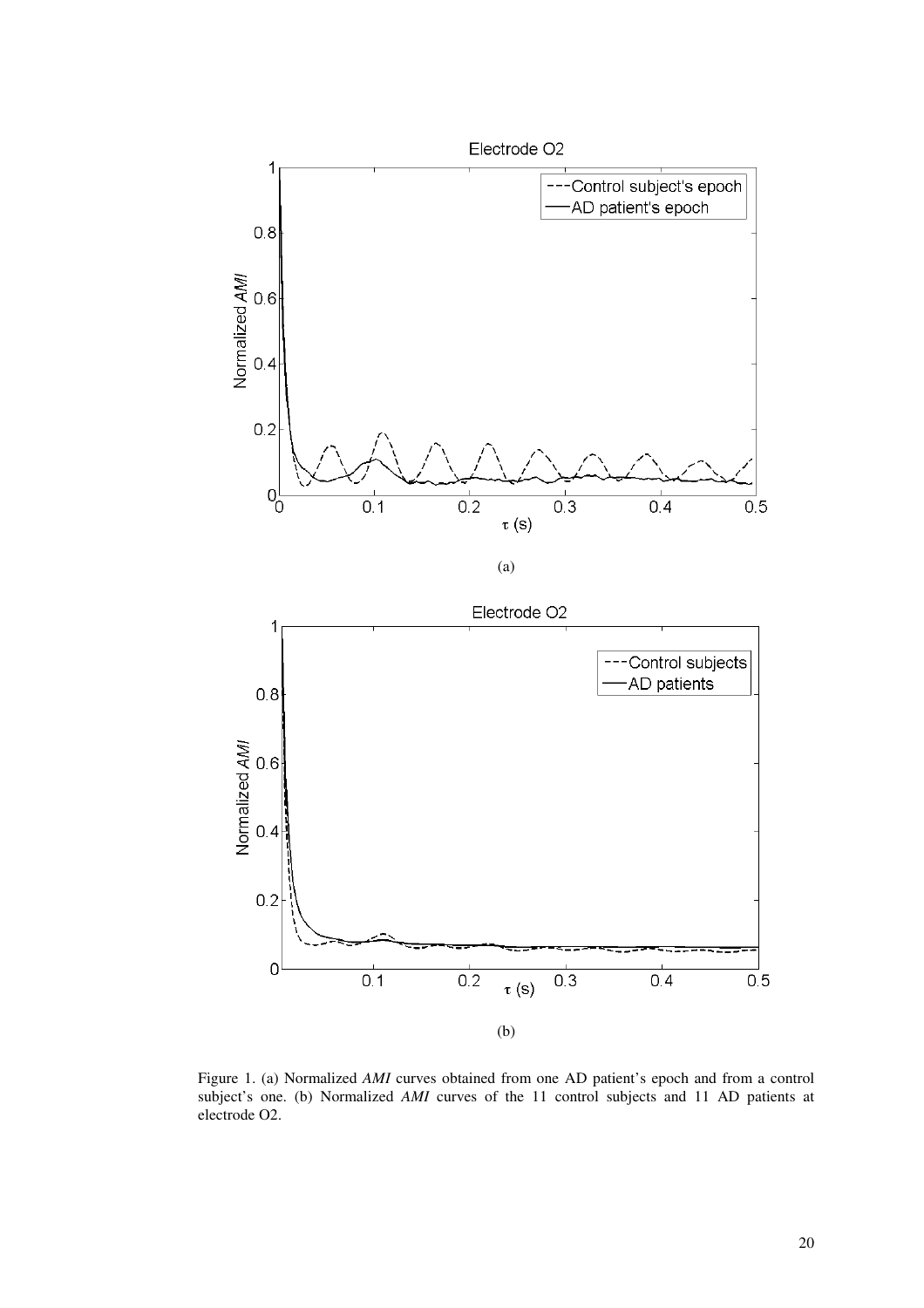(a)

(b)

Figure 1. (a) Normalized *AMI* curves obtained from one AD patient's epoch and from a control subject's one. (b) Normalized *AMI* curves of the 11 control subjects and 11 AD patients at electrode O2.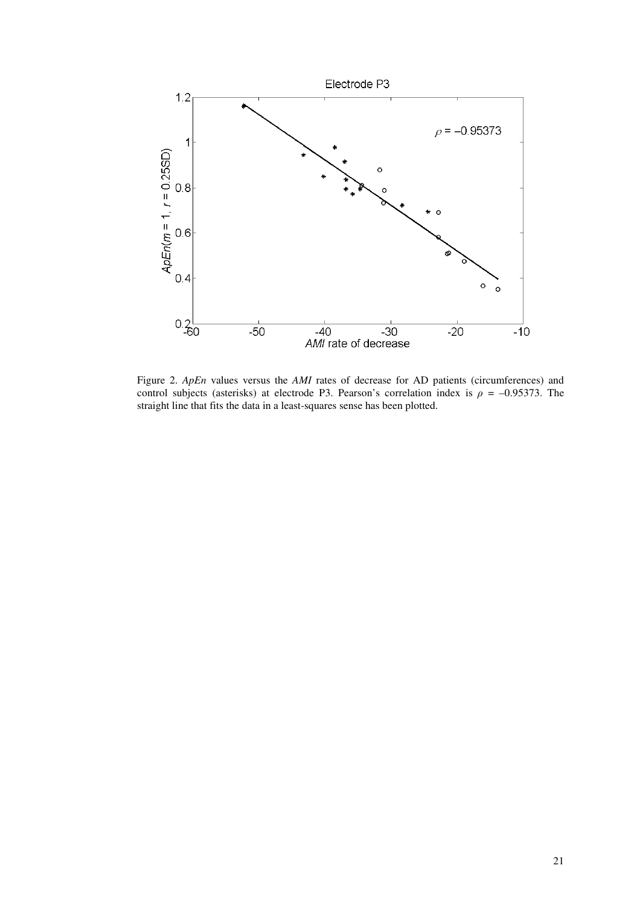Electrode P3

$\rho$ = –0.95373

$ApEn(m = 1, r = 0.25SD)$

1.2
1
0.8
0.6
0.4
0.2

-60 -50 -40 -30 -20 -10

*AMI* rate of decrease

Figure 2. *ApEn* values versus the *AMI* rates of decrease for AD patients (circumferences) and control subjects (asterisks) at electrode P3. Pearson's correlation index is $\rho = -0.95373$. The straight line that fits the data in a least-squares sense has been plotted.